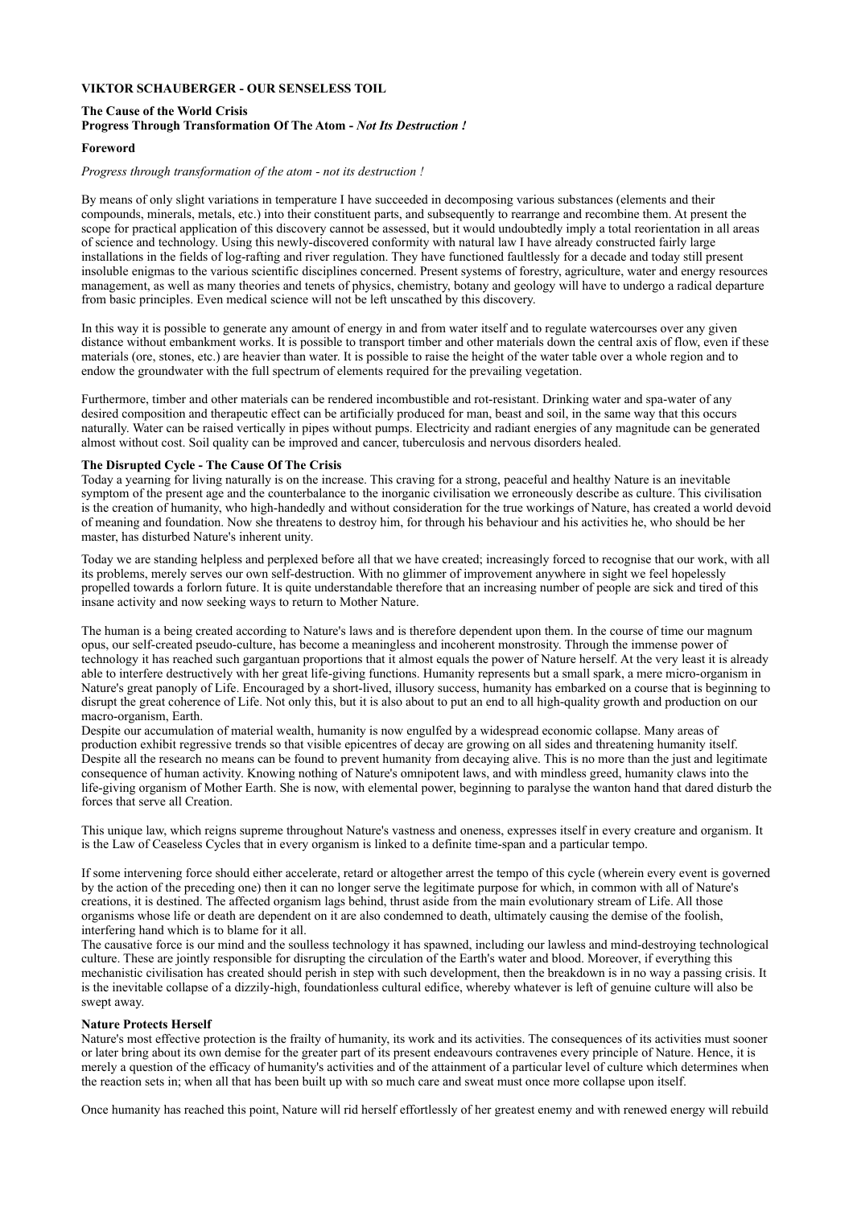**VIKTOR SCHAUBERGER - OUR SENSELESS TOIL**

**The Cause of the World Crisis**
**Progress Through Transformation Of The Atom -** ***Not Its Destruction !***

**Foreword**

*Progress through transformation of the atom - not its destruction !*

By means of only slight variations in temperature I have succeeded in decomposing various substances (elements and their compounds, minerals, metals, etc.) into their constituent parts, and subsequently to rearrange and recombine them. At present the scope for practical application of this discovery cannot be assessed, but it would undoubtedly imply a total reorientation in all areas of science and technology. Using this newly-discovered conformity with natural law I have already constructed fairly large installations in the fields of log-rafting and river regulation. They have functioned faultlessly for a decade and today still present insoluble enigmas to the various scientific disciplines concerned. Present systems of forestry, agriculture, water and energy resources management, as well as many theories and tenets of physics, chemistry, botany and geology will have to undergo a radical departure from basic principles. Even medical science will not be left unscathed by this discovery.

In this way it is possible to generate any amount of energy in and from water itself and to regulate watercourses over any given distance without embankment works. It is possible to transport timber and other materials down the central axis of flow, even if these materials (ore, stones, etc.) are heavier than water. It is possible to raise the height of the water table over a whole region and to endow the groundwater with the full spectrum of elements required for the prevailing vegetation.

Furthermore, timber and other materials can be rendered incombustible and rot-resistant. Drinking water and spa-water of any desired composition and therapeutic effect can be artificially produced for man, beast and soil, in the same way that this occurs naturally. Water can be raised vertically in pipes without pumps. Electricity and radiant energies of any magnitude can be generated almost without cost. Soil quality can be improved and cancer, tuberculosis and nervous disorders healed.

**The Disrupted Cycle - The Cause Of The Crisis**

Today a yearning for living naturally is on the increase. This craving for a strong, peaceful and healthy Nature is an inevitable symptom of the present age and the counterbalance to the inorganic civilisation we erroneously describe as culture. This civilisation is the creation of humanity, who high-handedly and without consideration for the true workings of Nature, has created a world devoid of meaning and foundation. Now she threatens to destroy him, for through his behaviour and his activities he, who should be her master, has disturbed Nature's inherent unity.

Today we are standing helpless and perplexed before all that we have created; increasingly forced to recognise that our work, with all its problems, merely serves our own self-destruction. With no glimmer of improvement anywhere in sight we feel hopelessly propelled towards a forlorn future. It is quite understandable therefore that an increasing number of people are sick and tired of this insane activity and now seeking ways to return to Mother Nature.

The human is a being created according to Nature's laws and is therefore dependent upon them. In the course of time our magnum opus, our self-created pseudo-culture, has become a meaningless and incoherent monstrosity. Through the immense power of technology it has reached such gargantuan proportions that it almost equals the power of Nature herself. At the very least it is already able to interfere destructively with her great life-giving functions. Humanity represents but a small spark, a mere micro-organism in Nature's great panoply of Life. Encouraged by a short-lived, illusory success, humanity has embarked on a course that is beginning to disrupt the great coherence of Life. Not only this, but it is also about to put an end to all high-quality growth and production on our macro-organism, Earth.

Despite our accumulation of material wealth, humanity is now engulfed by a widespread economic collapse. Many areas of production exhibit regressive trends so that visible epicentres of decay are growing on all sides and threatening humanity itself. Despite all the research no means can be found to prevent humanity from decaying alive. This is no more than the just and legitimate consequence of human activity. Knowing nothing of Nature's omnipotent laws, and with mindless greed, humanity claws into the life-giving organism of Mother Earth. She is now, with elemental power, beginning to paralyse the wanton hand that dared disturb the forces that serve all Creation.

This unique law, which reigns supreme throughout Nature's vastness and oneness, expresses itself in every creature and organism. It is the Law of Ceaseless Cycles that in every organism is linked to a definite time-span and a particular tempo.

If some intervening force should either accelerate, retard or altogether arrest the tempo of this cycle (wherein every event is governed by the action of the preceding one) then it can no longer serve the legitimate purpose for which, in common with all of Nature's creations, it is destined. The affected organism lags behind, thrust aside from the main evolutionary stream of Life. All those organisms whose life or death are dependent on it are also condemned to death, ultimately causing the demise of the foolish, interfering hand which is to blame for it all.

The causative force is our mind and the soulless technology it has spawned, including our lawless and mind-destroying technological culture. These are jointly responsible for disrupting the circulation of the Earth's water and blood. Moreover, if everything this mechanistic civilisation has created should perish in step with such development, then the breakdown is in no way a passing crisis. It is the inevitable collapse of a dizzily-high, foundationless cultural edifice, whereby whatever is left of genuine culture will also be swept away.

**Nature Protects Herself**

Nature's most effective protection is the frailty of humanity, its work and its activities. The consequences of its activities must sooner or later bring about its own demise for the greater part of its present endeavours contravenes every principle of Nature. Hence, it is merely a question of the efficacy of humanity's activities and of the attainment of a particular level of culture which determines when the reaction sets in; when all that has been built up with so much care and sweat must once more collapse upon itself.

Once humanity has reached this point, Nature will rid herself effortlessly of her greatest enemy and with renewed energy will rebuild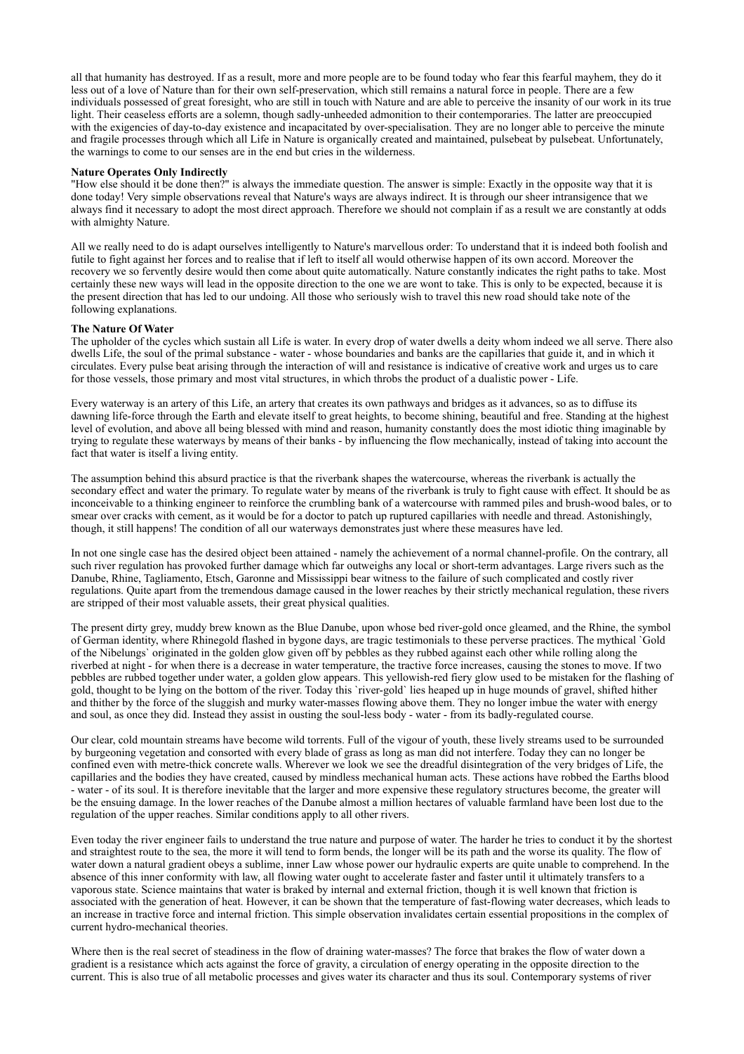all that humanity has destroyed. If as a result, more and more people are to be found today who fear this fearful mayhem, they do it less out of a love of Nature than for their own self-preservation, which still remains a natural force in people. There are a few individuals possessed of great foresight, who are still in touch with Nature and are able to perceive the insanity of our work in its true light. Their ceaseless efforts are a solemn, though sadly-unheeded admonition to their contemporaries. The latter are preoccupied with the exigencies of day-to-day existence and incapacitated by over-specialisation. They are no longer able to perceive the minute and fragile processes through which all Life in Nature is organically created and maintained, pulsebeat by pulsebeat. Unfortunately, the warnings to come to our senses are in the end but cries in the wilderness.

**Nature Operates Only Indirectly**

"How else should it be done then?" is always the immediate question. The answer is simple: Exactly in the opposite way that it is done today! Very simple observations reveal that Nature's ways are always indirect. It is through our sheer intransigence that we always find it necessary to adopt the most direct approach. Therefore we should not complain if as a result we are constantly at odds with almighty Nature.

All we really need to do is adapt ourselves intelligently to Nature's marvellous order: To understand that it is indeed both foolish and futile to fight against her forces and to realise that if left to itself all would otherwise happen of its own accord. Moreover the recovery we so fervently desire would then come about quite automatically. Nature constantly indicates the right paths to take. Most certainly these new ways will lead in the opposite direction to the one we are wont to take. This is only to be expected, because it is the present direction that has led to our undoing. All those who seriously wish to travel this new road should take note of the following explanations.

**The Nature Of Water**

The upholder of the cycles which sustain all Life is water. In every drop of water dwells a deity whom indeed we all serve. There also dwells Life, the soul of the primal substance - water - whose boundaries and banks are the capillaries that guide it, and in which it circulates. Every pulse beat arising through the interaction of will and resistance is indicative of creative work and urges us to care for those vessels, those primary and most vital structures, in which throbs the product of a dualistic power - Life.

Every waterway is an artery of this Life, an artery that creates its own pathways and bridges as it advances, so as to diffuse its dawning life-force through the Earth and elevate itself to great heights, to become shining, beautiful and free. Standing at the highest level of evolution, and above all being blessed with mind and reason, humanity constantly does the most idiotic thing imaginable by trying to regulate these waterways by means of their banks - by influencing the flow mechanically, instead of taking into account the fact that water is itself a living entity.

The assumption behind this absurd practice is that the riverbank shapes the watercourse, whereas the riverbank is actually the secondary effect and water the primary. To regulate water by means of the riverbank is truly to fight cause with effect. It should be as inconceivable to a thinking engineer to reinforce the crumbling bank of a watercourse with rammed piles and brush-wood bales, or to smear over cracks with cement, as it would be for a doctor to patch up ruptured capillaries with needle and thread. Astonishingly, though, it still happens! The condition of all our waterways demonstrates just where these measures have led.

In not one single case has the desired object been attained - namely the achievement of a normal channel-profile. On the contrary, all such river regulation has provoked further damage which far outweighs any local or short-term advantages. Large rivers such as the Danube, Rhine, Tagliamento, Etsch, Garonne and Mississippi bear witness to the failure of such complicated and costly river regulations. Quite apart from the tremendous damage caused in the lower reaches by their strictly mechanical regulation, these rivers are stripped of their most valuable assets, their great physical qualities.

The present dirty grey, muddy brew known as the Blue Danube, upon whose bed river-gold once gleamed, and the Rhine, the symbol of German identity, where Rhinegold flashed in bygone days, are tragic testimonials to these perverse practices. The mythical `Gold of the Nibelungs` originated in the golden glow given off by pebbles as they rubbed against each other while rolling along the riverbed at night - for when there is a decrease in water temperature, the tractive force increases, causing the stones to move. If two pebbles are rubbed together under water, a golden glow appears. This yellowish-red fiery glow used to be mistaken for the flashing of gold, thought to be lying on the bottom of the river. Today this `river-gold` lies heaped up in huge mounds of gravel, shifted hither and thither by the force of the sluggish and murky water-masses flowing above them. They no longer imbue the water with energy and soul, as once they did. Instead they assist in ousting the soul-less body - water - from its badly-regulated course.

Our clear, cold mountain streams have become wild torrents. Full of the vigour of youth, these lively streams used to be surrounded by burgeoning vegetation and consorted with every blade of grass as long as man did not interfere. Today they can no longer be confined even with metre-thick concrete walls. Wherever we look we see the dreadful disintegration of the very bridges of Life, the capillaries and the bodies they have created, caused by mindless mechanical human acts. These actions have robbed the Earths blood - water - of its soul. It is therefore inevitable that the larger and more expensive these regulatory structures become, the greater will be the ensuing damage. In the lower reaches of the Danube almost a million hectares of valuable farmland have been lost due to the regulation of the upper reaches. Similar conditions apply to all other rivers.

Even today the river engineer fails to understand the true nature and purpose of water. The harder he tries to conduct it by the shortest and straightest route to the sea, the more it will tend to form bends, the longer will be its path and the worse its quality. The flow of water down a natural gradient obeys a sublime, inner Law whose power our hydraulic experts are quite unable to comprehend. In the absence of this inner conformity with law, all flowing water ought to accelerate faster and faster until it ultimately transfers to a vaporous state. Science maintains that water is braked by internal and external friction, though it is well known that friction is associated with the generation of heat. However, it can be shown that the temperature of fast-flowing water decreases, which leads to an increase in tractive force and internal friction. This simple observation invalidates certain essential propositions in the complex of current hydro-mechanical theories.

Where then is the real secret of steadiness in the flow of draining water-masses? The force that brakes the flow of water down a gradient is a resistance which acts against the force of gravity, a circulation of energy operating in the opposite direction to the current. This is also true of all metabolic processes and gives water its character and thus its soul. Contemporary systems of river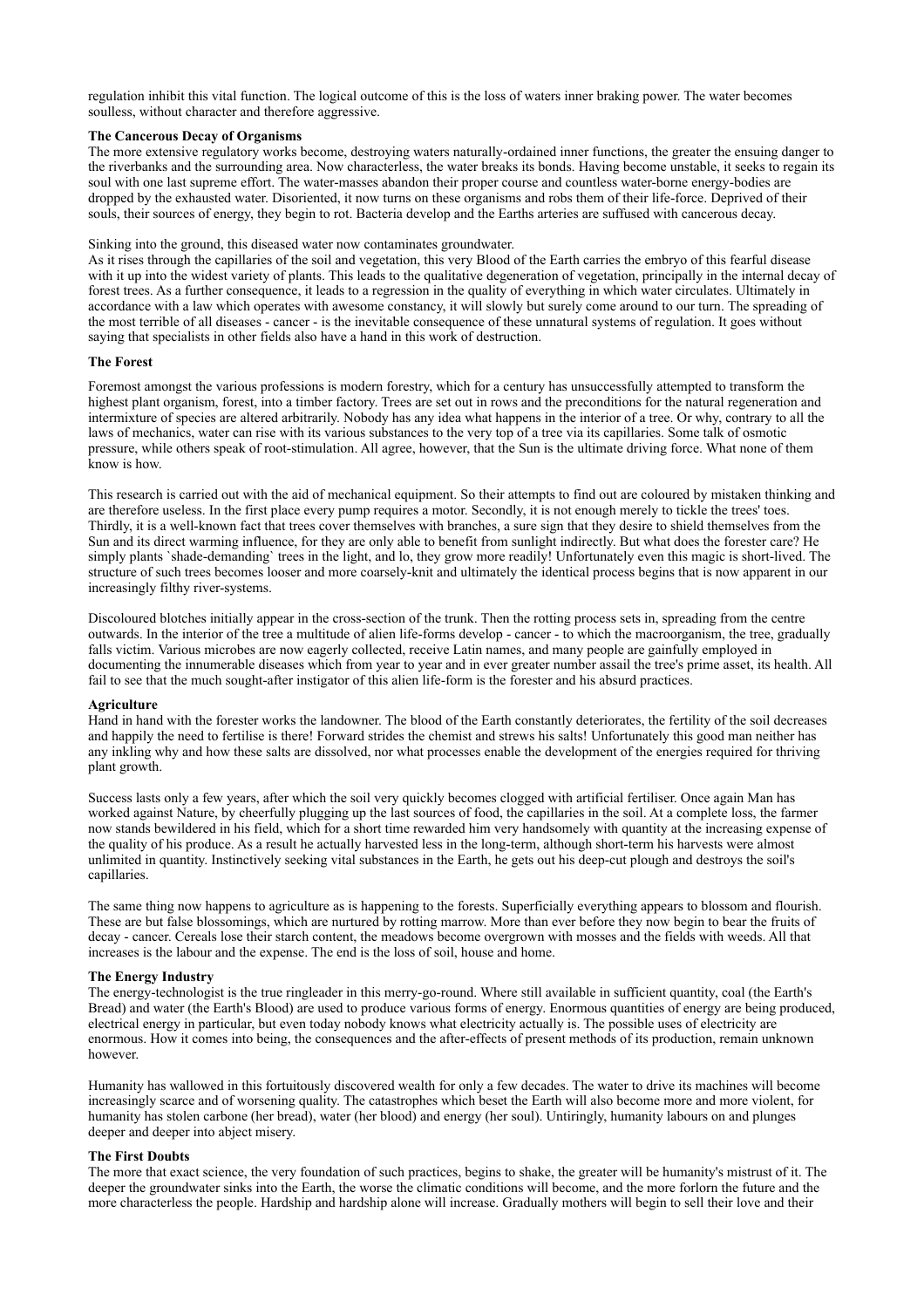regulation inhibit this vital function. The logical outcome of this is the loss of waters inner braking power. The water becomes soulless, without character and therefore aggressive.

### The Cancerous Decay of Organisms

The more extensive regulatory works become, destroying waters naturally-ordained inner functions, the greater the ensuing danger to the riverbanks and the surrounding area. Now characterless, the water breaks its bonds. Having become unstable, it seeks to regain its soul with one last supreme effort. The water-masses abandon their proper course and countless water-borne energy-bodies are dropped by the exhausted water. Disoriented, it now turns on these organisms and robs them of their life-force. Deprived of their souls, their sources of energy, they begin to rot. Bacteria develop and the Earths arteries are suffused with cancerous decay.

Sinking into the ground, this diseased water now contaminates groundwater.
As it rises through the capillaries of the soil and vegetation, this very Blood of the Earth carries the embryo of this fearful disease with it up into the widest variety of plants. This leads to the qualitative degeneration of vegetation, principally in the internal decay of forest trees. As a further consequence, it leads to a regression in the quality of everything in which water circulates. Ultimately in accordance with a law which operates with awesome constancy, it will slowly but surely come around to our turn. The spreading of the most terrible of all diseases - cancer - is the inevitable consequence of these unnatural systems of regulation. It goes without saying that specialists in other fields also have a hand in this work of destruction.

### The Forest

Foremost amongst the various professions is modern forestry, which for a century has unsuccessfully attempted to transform the highest plant organism, forest, into a timber factory. Trees are set out in rows and the preconditions for the natural regeneration and intermixture of species are altered arbitrarily. Nobody has any idea what happens in the interior of a tree. Or why, contrary to all the laws of mechanics, water can rise with its various substances to the very top of a tree via its capillaries. Some talk of osmotic pressure, while others speak of root-stimulation. All agree, however, that the Sun is the ultimate driving force. What none of them know is how.

This research is carried out with the aid of mechanical equipment. So their attempts to find out are coloured by mistaken thinking and are therefore useless. In the first place every pump requires a motor. Secondly, it is not enough merely to tickle the trees' toes. Thirdly, it is a well-known fact that trees cover themselves with branches, a sure sign that they desire to shield themselves from the Sun and its direct warming influence, for they are only able to benefit from sunlight indirectly. But what does the forester care? He simply plants `shade-demanding` trees in the light, and lo, they grow more readily! Unfortunately even this magic is short-lived. The structure of such trees becomes looser and more coarsely-knit and ultimately the identical process begins that is now apparent in our increasingly filthy river-systems.

Discoloured blotches initially appear in the cross-section of the trunk. Then the rotting process sets in, spreading from the centre outwards. In the interior of the tree a multitude of alien life-forms develop - cancer - to which the macroorganism, the tree, gradually falls victim. Various microbes are now eagerly collected, receive Latin names, and many people are gainfully employed in documenting the innumerable diseases which from year to year and in ever greater number assail the tree's prime asset, its health. All fail to see that the much sought-after instigator of this alien life-form is the forester and his absurd practices.

### Agriculture

Hand in hand with the forester works the landowner. The blood of the Earth constantly deteriorates, the fertility of the soil decreases and happily the need to fertilise is there! Forward strides the chemist and strews his salts! Unfortunately this good man neither has any inkling why and how these salts are dissolved, nor what processes enable the development of the energies required for thriving plant growth.

Success lasts only a few years, after which the soil very quickly becomes clogged with artificial fertiliser. Once again Man has worked against Nature, by cheerfully plugging up the last sources of food, the capillaries in the soil. At a complete loss, the farmer now stands bewildered in his field, which for a short time rewarded him very handsomely with quantity at the increasing expense of the quality of his produce. As a result he actually harvested less in the long-term, although short-term his harvests were almost unlimited in quantity. Instinctively seeking vital substances in the Earth, he gets out his deep-cut plough and destroys the soil's capillaries.

The same thing now happens to agriculture as is happening to the forests. Superficially everything appears to blossom and flourish. These are but false blossomings, which are nurtured by rotting marrow. More than ever before they now begin to bear the fruits of decay - cancer. Cereals lose their starch content, the meadows become overgrown with mosses and the fields with weeds. All that increases is the labour and the expense. The end is the loss of soil, house and home.

### The Energy Industry

The energy-technologist is the true ringleader in this merry-go-round. Where still available in sufficient quantity, coal (the Earth's Bread) and water (the Earth's Blood) are used to produce various forms of energy. Enormous quantities of energy are being produced, electrical energy in particular, but even today nobody knows what electricity actually is. The possible uses of electricity are enormous. How it comes into being, the consequences and the after-effects of present methods of its production, remain unknown however.

Humanity has wallowed in this fortuitously discovered wealth for only a few decades. The water to drive its machines will become increasingly scarce and of worsening quality. The catastrophes which beset the Earth will also become more and more violent, for humanity has stolen carbone (her bread), water (her blood) and energy (her soul). Untiringly, humanity labours on and plunges deeper and deeper into abject misery.

### The First Doubts

The more that exact science, the very foundation of such practices, begins to shake, the greater will be humanity's mistrust of it. The deeper the groundwater sinks into the Earth, the worse the climatic conditions will become, and the more forlorn the future and the more characterless the people. Hardship and hardship alone will increase. Gradually mothers will begin to sell their love and their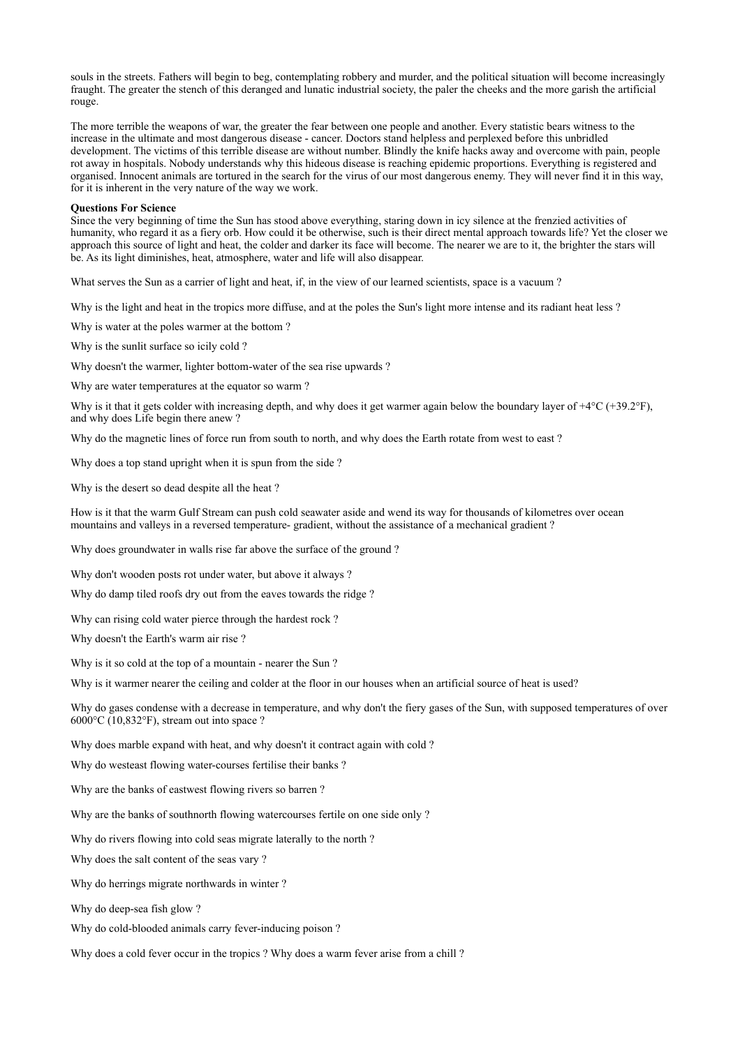souls in the streets. Fathers will begin to beg, contemplating robbery and murder, and the political situation will become increasingly fraught. The greater the stench of this deranged and lunatic industrial society, the paler the cheeks and the more garish the artificial rouge.

The more terrible the weapons of war, the greater the fear between one people and another. Every statistic bears witness to the increase in the ultimate and most dangerous disease - cancer. Doctors stand helpless and perplexed before this unbridled development. The victims of this terrible disease are without number. Blindly the knife hacks away and overcome with pain, people rot away in hospitals. Nobody understands why this hideous disease is reaching epidemic proportions. Everything is registered and organised. Innocent animals are tortured in the search for the virus of our most dangerous enemy. They will never find it in this way, for it is inherent in the very nature of the way we work.

**Questions For Science**

Since the very beginning of time the Sun has stood above everything, staring down in icy silence at the frenzied activities of humanity, who regard it as a fiery orb. How could it be otherwise, such is their direct mental approach towards life? Yet the closer we approach this source of light and heat, the colder and darker its face will become. The nearer we are to it, the brighter the stars will be. As its light diminishes, heat, atmosphere, water and life will also disappear.

What serves the Sun as a carrier of light and heat, if, in the view of our learned scientists, space is a vacuum ?

Why is the light and heat in the tropics more diffuse, and at the poles the Sun's light more intense and its radiant heat less ?

Why is water at the poles warmer at the bottom ?

Why is the sunlit surface so icily cold ?

Why doesn't the warmer, lighter bottom-water of the sea rise upwards ?

Why are water temperatures at the equator so warm ?

Why is it that it gets colder with increasing depth, and why does it get warmer again below the boundary layer of +4°C (+39.2°F), and why does Life begin there anew ?

Why do the magnetic lines of force run from south to north, and why does the Earth rotate from west to east ?

Why does a top stand upright when it is spun from the side ?

Why is the desert so dead despite all the heat ?

How is it that the warm Gulf Stream can push cold seawater aside and wend its way for thousands of kilometres over ocean mountains and valleys in a reversed temperature- gradient, without the assistance of a mechanical gradient ?

Why does groundwater in walls rise far above the surface of the ground ?

Why don't wooden posts rot under water, but above it always ?

Why do damp tiled roofs dry out from the eaves towards the ridge ?

Why can rising cold water pierce through the hardest rock ?

Why doesn't the Earth's warm air rise ?

Why is it so cold at the top of a mountain - nearer the Sun ?

Why is it warmer nearer the ceiling and colder at the floor in our houses when an artificial source of heat is used?

Why do gases condense with a decrease in temperature, and why don't the fiery gases of the Sun, with supposed temperatures of over 6000°C (10,832°F), stream out into space ?

Why does marble expand with heat, and why doesn't it contract again with cold ?

Why do westeast flowing water-courses fertilise their banks ?

Why are the banks of eastwest flowing rivers so barren ?

Why are the banks of southnorth flowing watercourses fertile on one side only ?

Why do rivers flowing into cold seas migrate laterally to the north ?

Why does the salt content of the seas vary ?

Why do herrings migrate northwards in winter ?

Why do deep-sea fish glow ?

Why do cold-blooded animals carry fever-inducing poison ?

Why does a cold fever occur in the tropics ? Why does a warm fever arise from a chill ?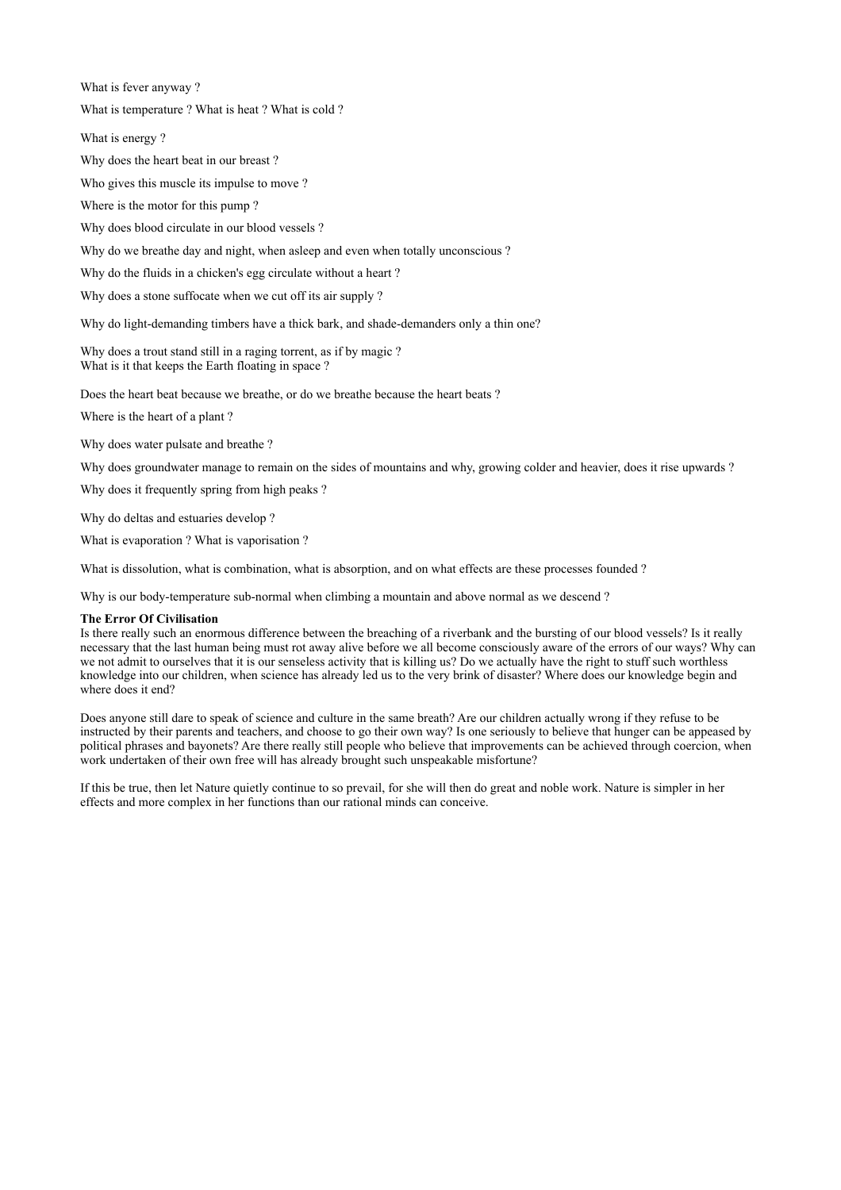What is fever anyway ?

What is temperature ? What is heat ? What is cold ?

What is energy ?

Why does the heart beat in our breast ?

Who gives this muscle its impulse to move ?

Where is the motor for this pump ?

Why does blood circulate in our blood vessels ?

Why do we breathe day and night, when asleep and even when totally unconscious ?

Why do the fluids in a chicken's egg circulate without a heart ?

Why does a stone suffocate when we cut off its air supply ?

Why do light-demanding timbers have a thick bark, and shade-demanders only a thin one?

Why does a trout stand still in a raging torrent, as if by magic ?
What is it that keeps the Earth floating in space ?

Does the heart beat because we breathe, or do we breathe because the heart beats ?

Where is the heart of a plant ?

Why does water pulsate and breathe ?

Why does groundwater manage to remain on the sides of mountains and why, growing colder and heavier, does it rise upwards ?

Why does it frequently spring from high peaks ?

Why do deltas and estuaries develop ?

What is evaporation ? What is vaporisation ?

What is dissolution, what is combination, what is absorption, and on what effects are these processes founded ?

Why is our body-temperature sub-normal when climbing a mountain and above normal as we descend ?

**The Error Of Civilisation**

Is there really such an enormous difference between the breaching of a riverbank and the bursting of our blood vessels? Is it really necessary that the last human being must rot away alive before we all become consciously aware of the errors of our ways? Why can we not admit to ourselves that it is our senseless activity that is killing us? Do we actually have the right to stuff such worthless knowledge into our children, when science has already led us to the very brink of disaster? Where does our knowledge begin and where does it end?

Does anyone still dare to speak of science and culture in the same breath? Are our children actually wrong if they refuse to be instructed by their parents and teachers, and choose to go their own way? Is one seriously to believe that hunger can be appeased by political phrases and bayonets? Are there really still people who believe that improvements can be achieved through coercion, when work undertaken of their own free will has already brought such unspeakable misfortune?

If this be true, then let Nature quietly continue to so prevail, for she will then do great and noble work. Nature is simpler in her effects and more complex in her functions than our rational minds can conceive.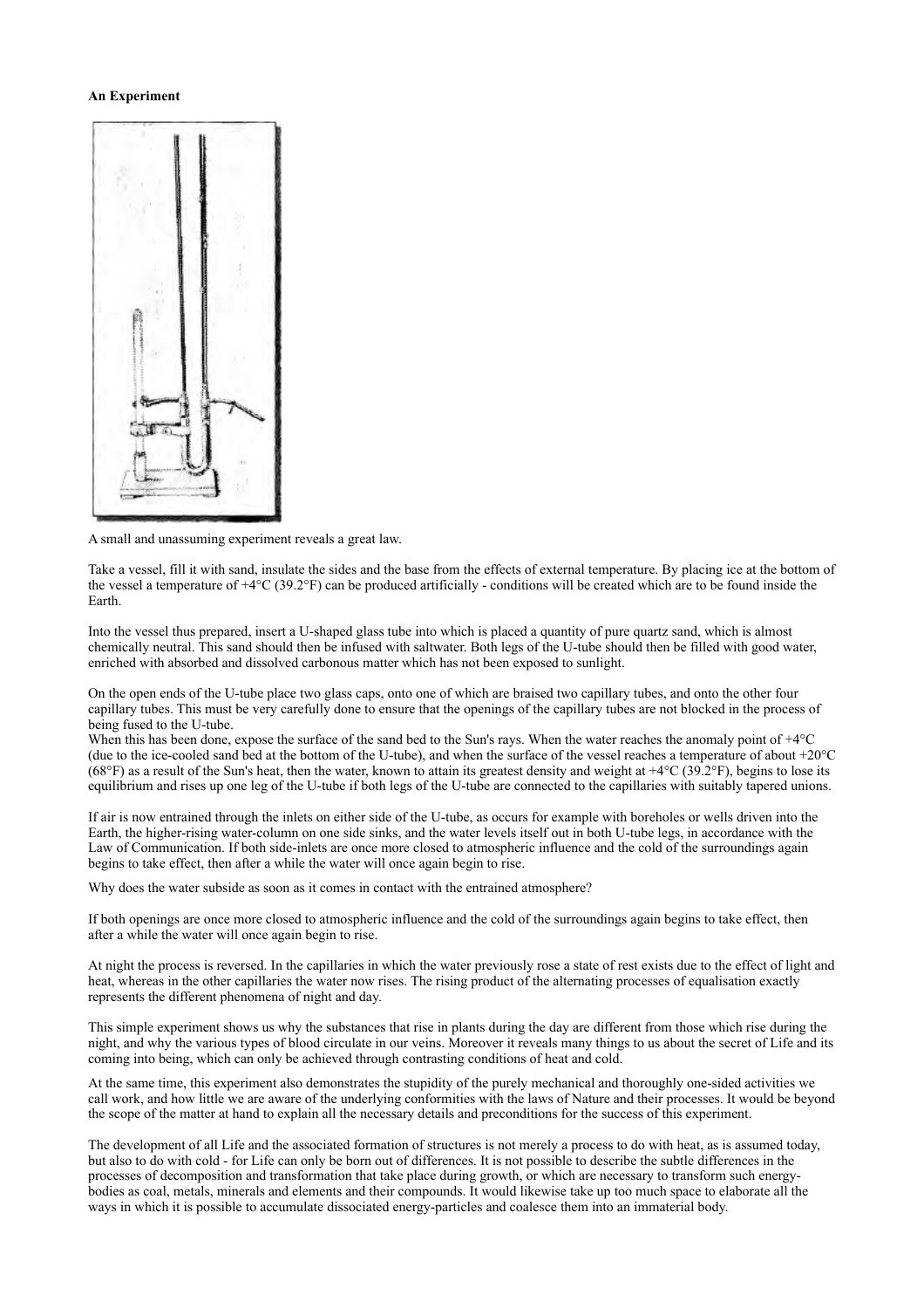**An Experiment**

A small and unassuming experiment reveals a great law.

Take a vessel, fill it with sand, insulate the sides and the base from the effects of external temperature. By placing ice at the bottom of the vessel a temperature of +4°C (39.2°F) can be produced artificially - conditions will be created which are to be found inside the Earth.

Into the vessel thus prepared, insert a U-shaped glass tube into which is placed a quantity of pure quartz sand, which is almost chemically neutral. This sand should then be infused with saltwater. Both legs of the U-tube should then be filled with good water, enriched with absorbed and dissolved carbonous matter which has not been exposed to sunlight.

On the open ends of the U-tube place two glass caps, onto one of which are braised two capillary tubes, and onto the other four capillary tubes. This must be very carefully done to ensure that the openings of the capillary tubes are not blocked in the process of being fused to the U-tube.

When this has been done, expose the surface of the sand bed to the Sun's rays. When the water reaches the anomaly point of +4°C (due to the ice-cooled sand bed at the bottom of the U-tube), and when the surface of the vessel reaches a temperature of about +20°C (68°F) as a result of the Sun's heat, then the water, known to attain its greatest density and weight at +4°C (39.2°F), begins to lose its equilibrium and rises up one leg of the U-tube if both legs of the U-tube are connected to the capillaries with suitably tapered unions.

If air is now entrained through the inlets on either side of the U-tube, as occurs for example with boreholes or wells driven into the Earth, the higher-rising water-column on one side sinks, and the water levels itself out in both U-tube legs, in accordance with the Law of Communication. If both side-inlets are once more closed to atmospheric influence and the cold of the surroundings again begins to take effect, then after a while the water will once again begin to rise.

Why does the water subside as soon as it comes in contact with the entrained atmosphere?

If both openings are once more closed to atmospheric influence and the cold of the surroundings again begins to take effect, then after a while the water will once again begin to rise.

At night the process is reversed. In the capillaries in which the water previously rose a state of rest exists due to the effect of light and heat, whereas in the other capillaries the water now rises. The rising product of the alternating processes of equalisation exactly represents the different phenomena of night and day.

This simple experiment shows us why the substances that rise in plants during the day are different from those which rise during the night, and why the various types of blood circulate in our veins. Moreover it reveals many things to us about the secret of Life and its coming into being, which can only be achieved through contrasting conditions of heat and cold.

At the same time, this experiment also demonstrates the stupidity of the purely mechanical and thoroughly one-sided activities we call work, and how little we are aware of the underlying conformities with the laws of Nature and their processes. It would be beyond the scope of the matter at hand to explain all the necessary details and preconditions for the success of this experiment.

The development of all Life and the associated formation of structures is not merely a process to do with heat, as is assumed today, but also to do with cold - for Life can only be born out of differences. It is not possible to describe the subtle differences in the processes of decomposition and transformation that take place during growth, or which are necessary to transform such energy-bodies as coal, metals, minerals and elements and their compounds. It would likewise take up too much space to elaborate all the ways in which it is possible to accumulate dissociated energy-particles and coalesce them into an immaterial body.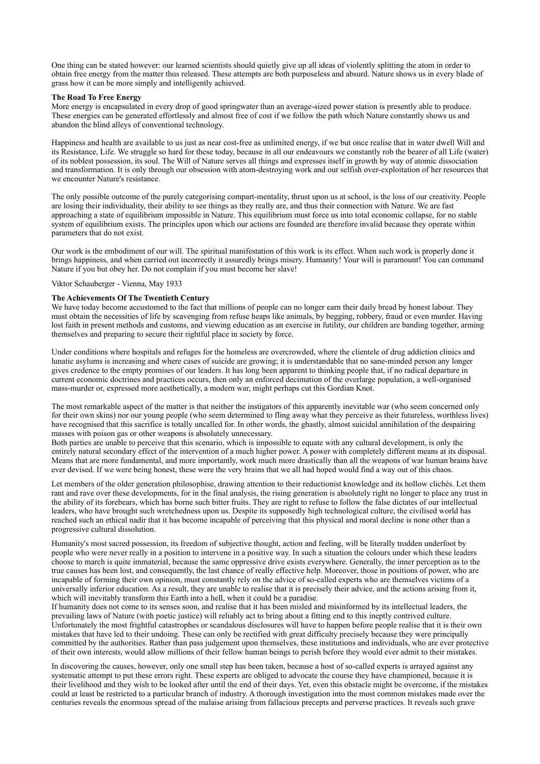One thing can be stated however: our learned scientists should quietly give up all ideas of violently splitting the atom in order to obtain free energy from the matter thus released. These attempts are both purposeless and absurd. Nature shows us in every blade of grass how it can be more simply and intelligently achieved.

**The Road To Free Energy**

More energy is encapsulated in every drop of good springwater than an average-sized power station is presently able to produce. These energies can be generated effortlessly and almost free of cost if we follow the path which Nature constantly shows us and abandon the blind alleys of conventional technology.

Happiness and health are available to us just as near cost-free as unlimited energy, if we but once realise that in water dwell Will and its Resistance, Life. We struggle so hard for these today, because in all our endeavours we constantly rob the bearer of all Life (water) of its noblest possession, its soul. The Will of Nature serves all things and expresses itself in growth by way of atomic dissociation and transformation. It is only through our obsession with atom-destroying work and our selfish over-exploitation of her resources that we encounter Nature's resistance.

The only possible outcome of the purely categorising compart-mentality, thrust upon us at school, is the loss of our creativity. People are losing their individuality, their ability to see things as they really are, and thus their connection with Nature. We are fast approaching a state of equilibrium impossible in Nature. This equilibrium must force us into total economic collapse, for no stable system of equilibrium exists. The principles upon which our actions are founded are therefore invalid because they operate within parameters that do not exist.

Our work is the embodiment of our will. The spiritual manifestation of this work is its effect. When such work is properly done it brings happiness, and when carried out incorrectly it assuredly brings misery. Humanity! Your will is paramount! You can command Nature if you but obey her. Do not complain if you must become her slave!

Viktor Schauberger - Vienna, May 1933

**The Achievements Of The Twentieth Century**

We have today become accustomed to the fact that millions of people can no longer earn their daily bread by honest labour. They must obtain the necessities of life by scavenging from refuse heaps like animals, by begging, robbery, fraud or even murder. Having lost faith in present methods and customs, and viewing education as an exercise in futility, our children are banding together, arming themselves and preparing to secure their rightful place in society by force.

Under conditions where hospitals and refuges for the homeless are overcrowded, where the clientele of drug addiction clinics and lunatic asylums is increasing and where cases of suicide are growing; it is understandable that no sane-minded person any longer gives credence to the empty promises of our leaders. It has long been apparent to thinking people that, if no radical departure in current economic doctrines and practices occurs, then only an enforced decimation of the overlarge population, a well-organised mass-murder or, expressed more aesthetically, a modern war, might perhaps cut this Gordian Knot.

The most remarkable aspect of the matter is that neither the instigators of this apparently inevitable war (who seem concerned only for their own skins) nor our young people (who seem determined to fling away what they perceive as their futureless, worthless lives) have recognised that this sacrifice is totally uncalled for. In other words, the ghastly, almost suicidal annihilation of the despairing masses with poison gas or other weapons is absolutely unnecessary.

Both parties are unable to perceive that this scenario, which is impossible to equate with any cultural development, is only the entirely natural secondary effect of the intervention of a much higher power. A power with completely different means at its disposal. Means that are more fundamental, and more importantly, work much more drastically than all the weapons of war human brains have ever devised. If we were being honest, these were the very brains that we all had hoped would find a way out of this chaos.

Let members of the older generation philosophise, drawing attention to their reductionist knowledge and its hollow clichés. Let them rant and rave over these developments, for in the final analysis, the rising generation is absolutely right no longer to place any trust in the ability of its forebears, which has borne such bitter fruits. They are right to refuse to follow the false dictates of our intellectual leaders, who have brought such wretchedness upon us. Despite its supposedly high technological culture, the civilised world has reached such an ethical nadir that it has become incapable of perceiving that this physical and moral decline is none other than a progressive cultural dissolution.

Humanity's most sacred possession, its freedom of subjective thought, action and feeling, will be literally trodden underfoot by people who were never really in a position to intervene in a positive way. In such a situation the colours under which these leaders choose to march is quite immaterial, because the same oppressive drive exists everywhere. Generally, the inner perception as to the true causes has been lost, and consequently, the last chance of really effective help. Moreover, those in positions of power, who are incapable of forming their own opinion, must constantly rely on the advice of so-called experts who are themselves victims of a universally inferior education. As a result, they are unable to realise that it is precisely their advice, and the actions arising from it, which will inevitably transform this Earth into a hell, when it could be a paradise.

If humanity does not come to its senses soon, and realise that it has been misled and misinformed by its intellectual leaders, the prevailing laws of Nature (with poetic justice) will reliably act to bring about a fitting end to this ineptly contrived culture. Unfortunately the most frightful catastrophes or scandalous disclosures will have to happen before people realise that it is their own mistakes that have led to their undoing. These can only be rectified with great difficulty precisely because they were principally committed by the authorities. Rather than pass judgement upon themselves, these institutions and individuals, who are ever protective of their own interests, would allow millions of their fellow human beings to perish before they would ever admit to their mistakes.

In discovering the causes, however, only one small step has been taken, because a host of so-called experts is arrayed against any systematic attempt to put these errors right. These experts are obliged to advocate the course they have championed, because it is their livelihood and they wish to be looked after until the end of their days. Yet, even this obstacle might be overcome, if the mistakes could at least be restricted to a particular branch of industry. A thorough investigation into the most common mistakes made over the centuries reveals the enormous spread of the malaise arising from fallacious precepts and perverse practices. It reveals such grave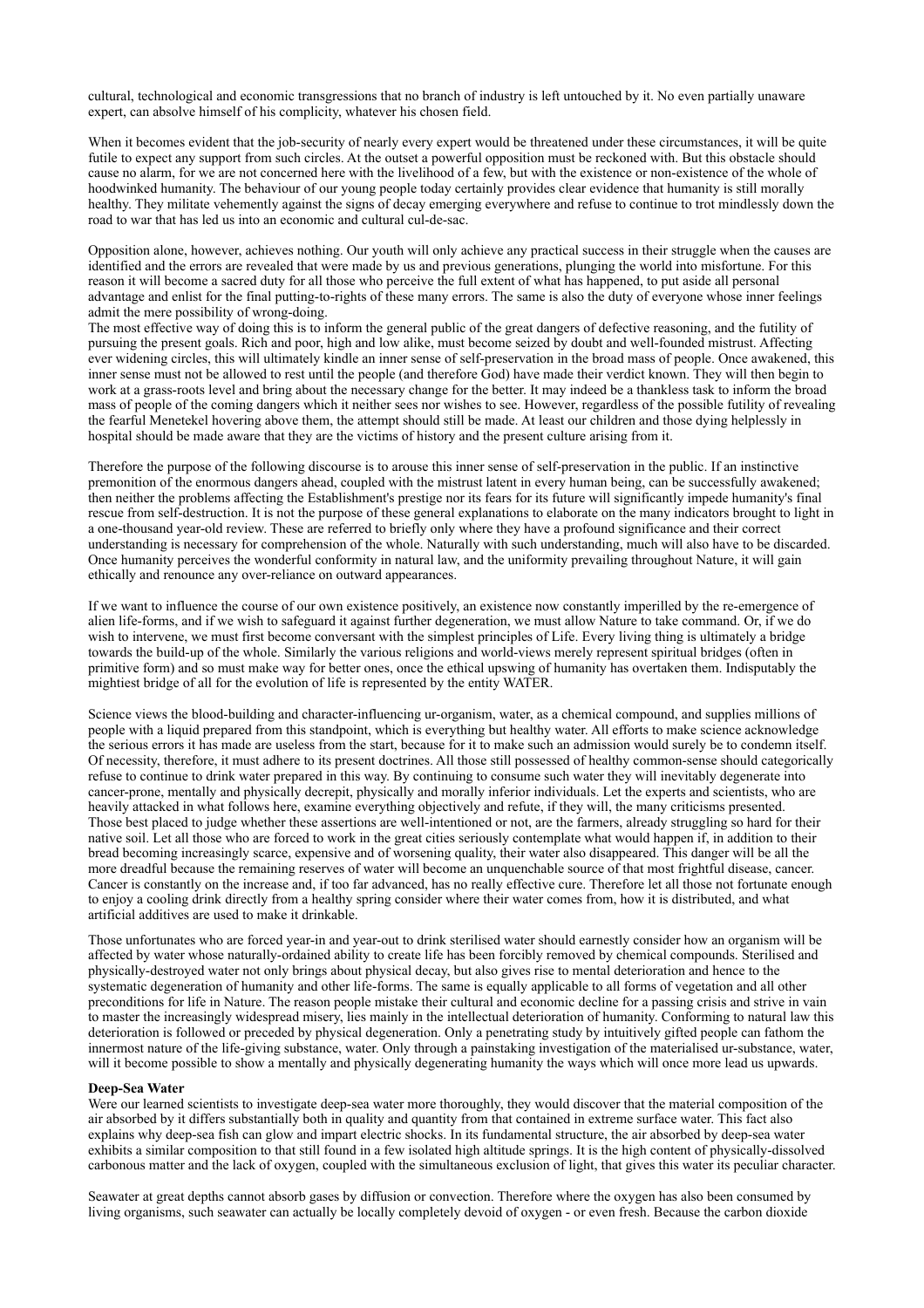cultural, technological and economic transgressions that no branch of industry is left untouched by it. No even partially unaware expert, can absolve himself of his complicity, whatever his chosen field.

When it becomes evident that the job-security of nearly every expert would be threatened under these circumstances, it will be quite futile to expect any support from such circles. At the outset a powerful opposition must be reckoned with. But this obstacle should cause no alarm, for we are not concerned here with the livelihood of a few, but with the existence or non-existence of the whole of hoodwinked humanity. The behaviour of our young people today certainly provides clear evidence that humanity is still morally healthy. They militate vehemently against the signs of decay emerging everywhere and refuse to continue to trot mindlessly down the road to war that has led us into an economic and cultural cul-de-sac.

Opposition alone, however, achieves nothing. Our youth will only achieve any practical success in their struggle when the causes are identified and the errors are revealed that were made by us and previous generations, plunging the world into misfortune. For this reason it will become a sacred duty for all those who perceive the full extent of what has happened, to put aside all personal advantage and enlist for the final putting-to-rights of these many errors. The same is also the duty of everyone whose inner feelings admit the mere possibility of wrong-doing.
The most effective way of doing this is to inform the general public of the great dangers of defective reasoning, and the futility of pursuing the present goals. Rich and poor, high and low alike, must become seized by doubt and well-founded mistrust. Affecting ever widening circles, this will ultimately kindle an inner sense of self-preservation in the broad mass of people. Once awakened, this inner sense must not be allowed to rest until the people (and therefore God) have made their verdict known. They will then begin to work at a grass-roots level and bring about the necessary change for the better. It may indeed be a thankless task to inform the broad mass of people of the coming dangers which it neither sees nor wishes to see. However, regardless of the possible futility of revealing the fearful Menetekel hovering above them, the attempt should still be made. At least our children and those dying helplessly in hospital should be made aware that they are the victims of history and the present culture arising from it.

Therefore the purpose of the following discourse is to arouse this inner sense of self-preservation in the public. If an instinctive premonition of the enormous dangers ahead, coupled with the mistrust latent in every human being, can be successfully awakened; then neither the problems affecting the Establishment's prestige nor its fears for its future will significantly impede humanity's final rescue from self-destruction. It is not the purpose of these general explanations to elaborate on the many indicators brought to light in a one-thousand year-old review. These are referred to briefly only where they have a profound significance and their correct understanding is necessary for comprehension of the whole. Naturally with such understanding, much will also have to be discarded. Once humanity perceives the wonderful conformity in natural law, and the uniformity prevailing throughout Nature, it will gain ethically and renounce any over-reliance on outward appearances.

If we want to influence the course of our own existence positively, an existence now constantly imperilled by the re-emergence of alien life-forms, and if we wish to safeguard it against further degeneration, we must allow Nature to take command. Or, if we do wish to intervene, we must first become conversant with the simplest principles of Life. Every living thing is ultimately a bridge towards the build-up of the whole. Similarly the various religions and world-views merely represent spiritual bridges (often in primitive form) and so must make way for better ones, once the ethical upswing of humanity has overtaken them. Indisputably the mightiest bridge of all for the evolution of life is represented by the entity WATER.

Science views the blood-building and character-influencing ur-organism, water, as a chemical compound, and supplies millions of people with a liquid prepared from this standpoint, which is everything but healthy water. All efforts to make science acknowledge the serious errors it has made are useless from the start, because for it to make such an admission would surely be to condemn itself. Of necessity, therefore, it must adhere to its present doctrines. All those still possessed of healthy common-sense should categorically refuse to continue to drink water prepared in this way. By continuing to consume such water they will inevitably degenerate into cancer-prone, mentally and physically decrepit, physically and morally inferior individuals. Let the experts and scientists, who are heavily attacked in what follows here, examine everything objectively and refute, if they will, the many criticisms presented. Those best placed to judge whether these assertions are well-intentioned or not, are the farmers, already struggling so hard for their native soil. Let all those who are forced to work in the great cities seriously contemplate what would happen if, in addition to their bread becoming increasingly scarce, expensive and of worsening quality, their water also disappeared. This danger will be all the more dreadful because the remaining reserves of water will become an unquenchable source of that most frightful disease, cancer. Cancer is constantly on the increase and, if too far advanced, has no really effective cure. Therefore let all those not fortunate enough to enjoy a cooling drink directly from a healthy spring consider where their water comes from, how it is distributed, and what artificial additives are used to make it drinkable.

Those unfortunates who are forced year-in and year-out to drink sterilised water should earnestly consider how an organism will be affected by water whose naturally-ordained ability to create life has been forcibly removed by chemical compounds. Sterilised and physically-destroyed water not only brings about physical decay, but also gives rise to mental deterioration and hence to the systematic degeneration of humanity and other life-forms. The same is equally applicable to all forms of vegetation and all other preconditions for life in Nature. The reason people mistake their cultural and economic decline for a passing crisis and strive in vain to master the increasingly widespread misery, lies mainly in the intellectual deterioration of humanity. Conforming to natural law this deterioration is followed or preceded by physical degeneration. Only a penetrating study by intuitively gifted people can fathom the innermost nature of the life-giving substance, water. Only through a painstaking investigation of the materialised ur-substance, water, will it become possible to show a mentally and physically degenerating humanity the ways which will once more lead us upwards.

**Deep-Sea Water**

Were our learned scientists to investigate deep-sea water more thoroughly, they would discover that the material composition of the air absorbed by it differs substantially both in quality and quantity from that contained in extreme surface water. This fact also explains why deep-sea fish can glow and impart electric shocks. In its fundamental structure, the air absorbed by deep-sea water exhibits a similar composition to that still found in a few isolated high altitude springs. It is the high content of physically-dissolved carbonous matter and the lack of oxygen, coupled with the simultaneous exclusion of light, that gives this water its peculiar character.

Seawater at great depths cannot absorb gases by diffusion or convection. Therefore where the oxygen has also been consumed by living organisms, such seawater can actually be locally completely devoid of oxygen - or even fresh. Because the carbon dioxide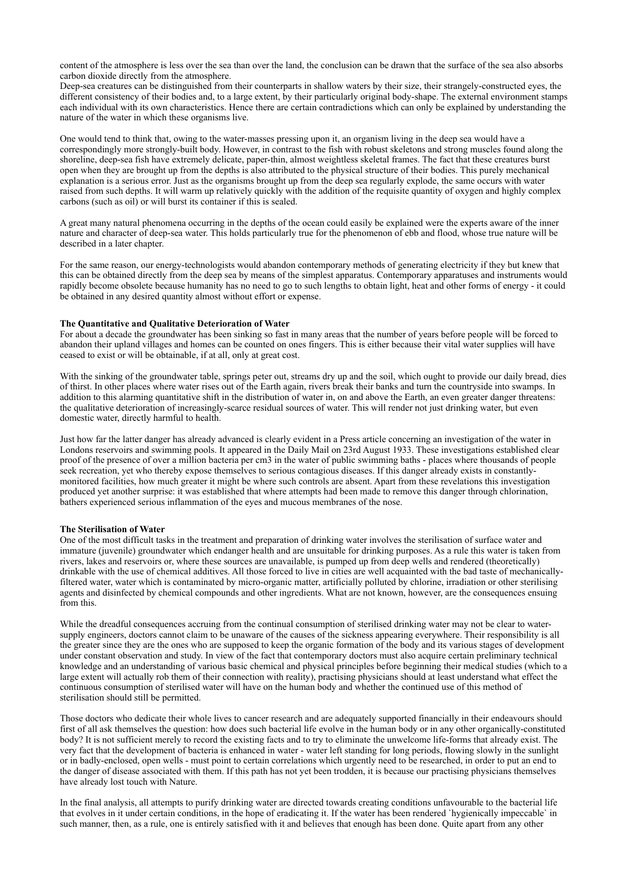content of the atmosphere is less over the sea than over the land, the conclusion can be drawn that the surface of the sea also absorbs carbon dioxide directly from the atmosphere.
Deep-sea creatures can be distinguished from their counterparts in shallow waters by their size, their strangely-constructed eyes, the different consistency of their bodies and, to a large extent, by their particularly original body-shape. The external environment stamps each individual with its own characteristics. Hence there are certain contradictions which can only be explained by understanding the nature of the water in which these organisms live.

One would tend to think that, owing to the water-masses pressing upon it, an organism living in the deep sea would have a correspondingly more strongly-built body. However, in contrast to the fish with robust skeletons and strong muscles found along the shoreline, deep-sea fish have extremely delicate, paper-thin, almost weightless skeletal frames. The fact that these creatures burst open when they are brought up from the depths is also attributed to the physical structure of their bodies. This purely mechanical explanation is a serious error. Just as the organisms brought up from the deep sea regularly explode, the same occurs with water raised from such depths. It will warm up relatively quickly with the addition of the requisite quantity of oxygen and highly complex carbons (such as oil) or will burst its container if this is sealed.

A great many natural phenomena occurring in the depths of the ocean could easily be explained were the experts aware of the inner nature and character of deep-sea water. This holds particularly true for the phenomenon of ebb and flood, whose true nature will be described in a later chapter.

For the same reason, our energy-technologists would abandon contemporary methods of generating electricity if they but knew that this can be obtained directly from the deep sea by means of the simplest apparatus. Contemporary apparatuses and instruments would rapidly become obsolete because humanity has no need to go to such lengths to obtain light, heat and other forms of energy - it could be obtained in any desired quantity almost without effort or expense.

**The Quantitative and Qualitative Deterioration of Water**
For about a decade the groundwater has been sinking so fast in many areas that the number of years before people will be forced to abandon their upland villages and homes can be counted on ones fingers. This is either because their vital water supplies will have ceased to exist or will be obtainable, if at all, only at great cost.

With the sinking of the groundwater table, springs peter out, streams dry up and the soil, which ought to provide our daily bread, dies of thirst. In other places where water rises out of the Earth again, rivers break their banks and turn the countryside into swamps. In addition to this alarming quantitative shift in the distribution of water in, on and above the Earth, an even greater danger threatens: the qualitative deterioration of increasingly-scarce residual sources of water. This will render not just drinking water, but even domestic water, directly harmful to health.

Just how far the latter danger has already advanced is clearly evident in a Press article concerning an investigation of the water in Londons reservoirs and swimming pools. It appeared in the Daily Mail on 23rd August 1933. These investigations established clear proof of the presence of over a million bacteria per cm3 in the water of public swimming baths - places where thousands of people seek recreation, yet who thereby expose themselves to serious contagious diseases. If this danger already exists in constantly-monitored facilities, how much greater it might be where such controls are absent. Apart from these revelations this investigation produced yet another surprise: it was established that where attempts had been made to remove this danger through chlorination, bathers experienced serious inflammation of the eyes and mucous membranes of the nose.

**The Sterilisation of Water**
One of the most difficult tasks in the treatment and preparation of drinking water involves the sterilisation of surface water and immature (juvenile) groundwater which endanger health and are unsuitable for drinking purposes. As a rule this water is taken from rivers, lakes and reservoirs or, where these sources are unavailable, is pumped up from deep wells and rendered (theoretically) drinkable with the use of chemical additives. All those forced to live in cities are well acquainted with the bad taste of mechanically-filtered water, water which is contaminated by micro-organic matter, artificially polluted by chlorine, irradiation or other sterilising agents and disinfected by chemical compounds and other ingredients. What are not known, however, are the consequences ensuing from this.

While the dreadful consequences accruing from the continual consumption of sterilised drinking water may not be clear to water-supply engineers, doctors cannot claim to be unaware of the causes of the sickness appearing everywhere. Their responsibility is all the greater since they are the ones who are supposed to keep the organic formation of the body and its various stages of development under constant observation and study. In view of the fact that contemporary doctors must also acquire certain preliminary technical knowledge and an understanding of various basic chemical and physical principles before beginning their medical studies (which to a large extent will actually rob them of their connection with reality), practising physicians should at least understand what effect the continuous consumption of sterilised water will have on the human body and whether the continued use of this method of sterilisation should still be permitted.

Those doctors who dedicate their whole lives to cancer research and are adequately supported financially in their endeavours should first of all ask themselves the question: how does such bacterial life evolve in the human body or in any other organically-constituted body? It is not sufficient merely to record the existing facts and to try to eliminate the unwelcome life-forms that already exist. The very fact that the development of bacteria is enhanced in water - water left standing for long periods, flowing slowly in the sunlight or in badly-enclosed, open wells - must point to certain correlations which urgently need to be researched, in order to put an end to the danger of disease associated with them. If this path has not yet been trodden, it is because our practising physicians themselves have already lost touch with Nature.

In the final analysis, all attempts to purify drinking water are directed towards creating conditions unfavourable to the bacterial life that evolves in it under certain conditions, in the hope of eradicating it. If the water has been rendered `hygienically impeccable` in such manner, then, as a rule, one is entirely satisfied with it and believes that enough has been done. Quite apart from any other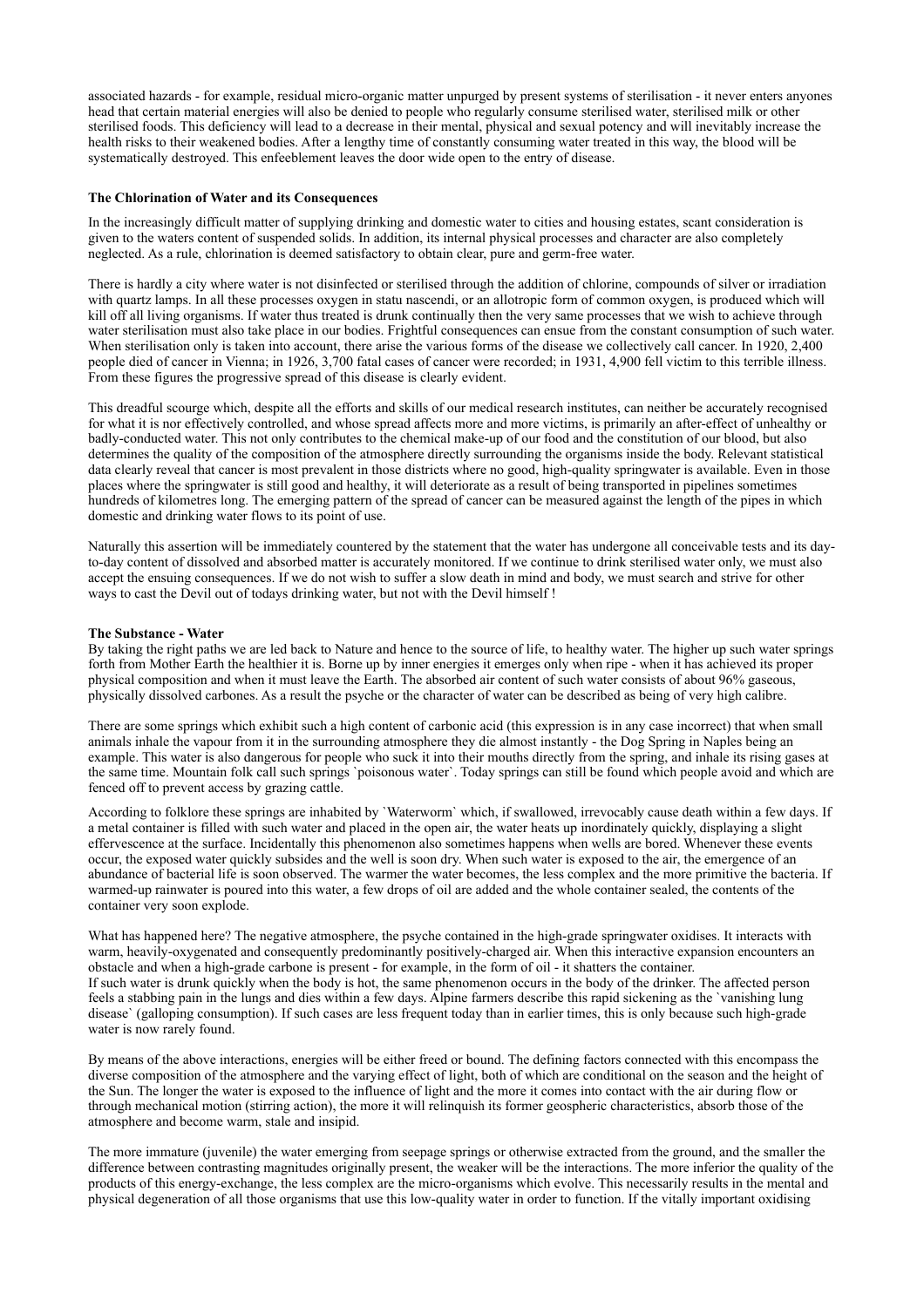associated hazards - for example, residual micro-organic matter unpurged by present systems of sterilisation - it never enters anyones head that certain material energies will also be denied to people who regularly consume sterilised water, sterilised milk or other sterilised foods. This deficiency will lead to a decrease in their mental, physical and sexual potency and will inevitably increase the health risks to their weakened bodies. After a lengthy time of constantly consuming water treated in this way, the blood will be systematically destroyed. This enfeeblement leaves the door wide open to the entry of disease.

**The Chlorination of Water and its Consequences**

In the increasingly difficult matter of supplying drinking and domestic water to cities and housing estates, scant consideration is given to the waters content of suspended solids. In addition, its internal physical processes and character are also completely neglected. As a rule, chlorination is deemed satisfactory to obtain clear, pure and germ-free water.

There is hardly a city where water is not disinfected or sterilised through the addition of chlorine, compounds of silver or irradiation with quartz lamps. In all these processes oxygen in statu nascendi, or an allotropic form of common oxygen, is produced which will kill off all living organisms. If water thus treated is drunk continually then the very same processes that we wish to achieve through water sterilisation must also take place in our bodies. Frightful consequences can ensue from the constant consumption of such water. When sterilisation only is taken into account, there arise the various forms of the disease we collectively call cancer. In 1920, 2,400 people died of cancer in Vienna; in 1926, 3,700 fatal cases of cancer were recorded; in 1931, 4,900 fell victim to this terrible illness. From these figures the progressive spread of this disease is clearly evident.

This dreadful scourge which, despite all the efforts and skills of our medical research institutes, can neither be accurately recognised for what it is nor effectively controlled, and whose spread affects more and more victims, is primarily an after-effect of unhealthy or badly-conducted water. This not only contributes to the chemical make-up of our food and the constitution of our blood, but also determines the quality of the composition of the atmosphere directly surrounding the organisms inside the body. Relevant statistical data clearly reveal that cancer is most prevalent in those districts where no good, high-quality springwater is available. Even in those places where the springwater is still good and healthy, it will deteriorate as a result of being transported in pipelines sometimes hundreds of kilometres long. The emerging pattern of the spread of cancer can be measured against the length of the pipes in which domestic and drinking water flows to its point of use.

Naturally this assertion will be immediately countered by the statement that the water has undergone all conceivable tests and its day-to-day content of dissolved and absorbed matter is accurately monitored. If we continue to drink sterilised water only, we must also accept the ensuing consequences. If we do not wish to suffer a slow death in mind and body, we must search and strive for other ways to cast the Devil out of todays drinking water, but not with the Devil himself !

**The Substance - Water**

By taking the right paths we are led back to Nature and hence to the source of life, to healthy water. The higher up such water springs forth from Mother Earth the healthier it is. Borne up by inner energies it emerges only when ripe - when it has achieved its proper physical composition and when it must leave the Earth. The absorbed air content of such water consists of about 96% gaseous, physically dissolved carbones. As a result the psyche or the character of water can be described as being of very high calibre.

There are some springs which exhibit such a high content of carbonic acid (this expression is in any case incorrect) that when small animals inhale the vapour from it in the surrounding atmosphere they die almost instantly - the Dog Spring in Naples being an example. This water is also dangerous for people who suck it into their mouths directly from the spring, and inhale its rising gases at the same time. Mountain folk call such springs `poisonous water`. Today springs can still be found which people avoid and which are fenced off to prevent access by grazing cattle.

According to folklore these springs are inhabited by `Waterworm` which, if swallowed, irrevocably cause death within a few days. If a metal container is filled with such water and placed in the open air, the water heats up inordinately quickly, displaying a slight effervescence at the surface. Incidentally this phenomenon also sometimes happens when wells are bored. Whenever these events occur, the exposed water quickly subsides and the well is soon dry. When such water is exposed to the air, the emergence of an abundance of bacterial life is soon observed. The warmer the water becomes, the less complex and the more primitive the bacteria. If warmed-up rainwater is poured into this water, a few drops of oil are added and the whole container sealed, the contents of the container very soon explode.

What has happened here? The negative atmosphere, the psyche contained in the high-grade springwater oxidises. It interacts with warm, heavily-oxygenated and consequently predominantly positively-charged air. When this interactive expansion encounters an obstacle and when a high-grade carbone is present - for example, in the form of oil - it shatters the container.
If such water is drunk quickly when the body is hot, the same phenomenon occurs in the body of the drinker. The affected person feels a stabbing pain in the lungs and dies within a few days. Alpine farmers describe this rapid sickening as the `vanishing lung disease` (galloping consumption). If such cases are less frequent today than in earlier times, this is only because such high-grade water is now rarely found.

By means of the above interactions, energies will be either freed or bound. The defining factors connected with this encompass the diverse composition of the atmosphere and the varying effect of light, both of which are conditional on the season and the height of the Sun. The longer the water is exposed to the influence of light and the more it comes into contact with the air during flow or through mechanical motion (stirring action), the more it will relinquish its former geospheric characteristics, absorb those of the atmosphere and become warm, stale and insipid.

The more immature (juvenile) the water emerging from seepage springs or otherwise extracted from the ground, and the smaller the difference between contrasting magnitudes originally present, the weaker will be the interactions. The more inferior the quality of the products of this energy-exchange, the less complex are the micro-organisms which evolve. This necessarily results in the mental and physical degeneration of all those organisms that use this low-quality water in order to function. If the vitally important oxidising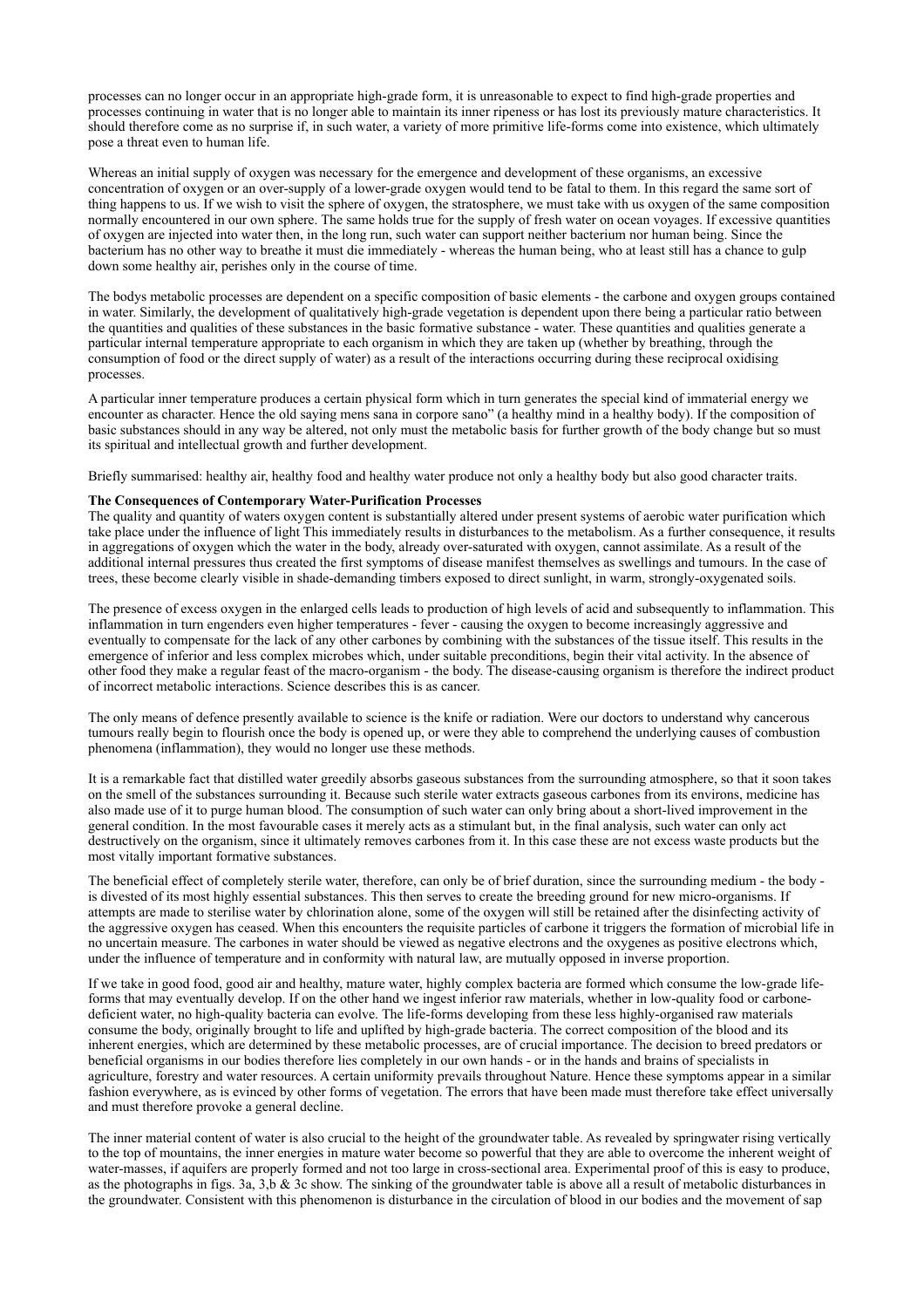processes can no longer occur in an appropriate high-grade form, it is unreasonable to expect to find high-grade properties and processes continuing in water that is no longer able to maintain its inner ripeness or has lost its previously mature characteristics. It should therefore come as no surprise if, in such water, a variety of more primitive life-forms come into existence, which ultimately pose a threat even to human life.

Whereas an initial supply of oxygen was necessary for the emergence and development of these organisms, an excessive concentration of oxygen or an over-supply of a lower-grade oxygen would tend to be fatal to them. In this regard the same sort of thing happens to us. If we wish to visit the sphere of oxygen, the stratosphere, we must take with us oxygen of the same composition normally encountered in our own sphere. The same holds true for the supply of fresh water on ocean voyages. If excessive quantities of oxygen are injected into water then, in the long run, such water can support neither bacterium nor human being. Since the bacterium has no other way to breathe it must die immediately - whereas the human being, who at least still has a chance to gulp down some healthy air, perishes only in the course of time.

The bodys metabolic processes are dependent on a specific composition of basic elements - the carbone and oxygen groups contained in water. Similarly, the development of qualitatively high-grade vegetation is dependent upon there being a particular ratio between the quantities and qualities of these substances in the basic formative substance - water. These quantities and qualities generate a particular internal temperature appropriate to each organism in which they are taken up (whether by breathing, through the consumption of food or the direct supply of water) as a result of the interactions occurring during these reciprocal oxidising processes.

A particular inner temperature produces a certain physical form which in turn generates the special kind of immaterial energy we encounter as character. Hence the old saying mens sana in corpore sano" (a healthy mind in a healthy body). If the composition of basic substances should in any way be altered, not only must the metabolic basis for further growth of the body change but so must its spiritual and intellectual growth and further development.

Briefly summarised: healthy air, healthy food and healthy water produce not only a healthy body but also good character traits.

**The Consequences of Contemporary Water-Purification Processes**

The quality and quantity of waters oxygen content is substantially altered under present systems of aerobic water purification which take place under the influence of light This immediately results in disturbances to the metabolism. As a further consequence, it results in aggregations of oxygen which the water in the body, already over-saturated with oxygen, cannot assimilate. As a result of the additional internal pressures thus created the first symptoms of disease manifest themselves as swellings and tumours. In the case of trees, these become clearly visible in shade-demanding timbers exposed to direct sunlight, in warm, strongly-oxygenated soils.

The presence of excess oxygen in the enlarged cells leads to production of high levels of acid and subsequently to inflammation. This inflammation in turn engenders even higher temperatures - fever - causing the oxygen to become increasingly aggressive and eventually to compensate for the lack of any other carbones by combining with the substances of the tissue itself. This results in the emergence of inferior and less complex microbes which, under suitable preconditions, begin their vital activity. In the absence of other food they make a regular feast of the macro-organism - the body. The disease-causing organism is therefore the indirect product of incorrect metabolic interactions. Science describes this is as cancer.

The only means of defence presently available to science is the knife or radiation. Were our doctors to understand why cancerous tumours really begin to flourish once the body is opened up, or were they able to comprehend the underlying causes of combustion phenomena (inflammation), they would no longer use these methods.

It is a remarkable fact that distilled water greedily absorbs gaseous substances from the surrounding atmosphere, so that it soon takes on the smell of the substances surrounding it. Because such sterile water extracts gaseous carbones from its environs, medicine has also made use of it to purge human blood. The consumption of such water can only bring about a short-lived improvement in the general condition. In the most favourable cases it merely acts as a stimulant but, in the final analysis, such water can only act destructively on the organism, since it ultimately removes carbones from it. In this case these are not excess waste products but the most vitally important formative substances.

The beneficial effect of completely sterile water, therefore, can only be of brief duration, since the surrounding medium - the body - is divested of its most highly essential substances. This then serves to create the breeding ground for new micro-organisms. If attempts are made to sterilise water by chlorination alone, some of the oxygen will still be retained after the disinfecting activity of the aggressive oxygen has ceased. When this encounters the requisite particles of carbone it triggers the formation of microbial life in no uncertain measure. The carbones in water should be viewed as negative electrons and the oxygenes as positive electrons which, under the influence of temperature and in conformity with natural law, are mutually opposed in inverse proportion.

If we take in good food, good air and healthy, mature water, highly complex bacteria are formed which consume the low-grade life-forms that may eventually develop. If on the other hand we ingest inferior raw materials, whether in low-quality food or carbone-deficient water, no high-quality bacteria can evolve. The life-forms developing from these less highly-organised raw materials consume the body, originally brought to life and uplifted by high-grade bacteria. The correct composition of the blood and its inherent energies, which are determined by these metabolic processes, are of crucial importance. The decision to breed predators or beneficial organisms in our bodies therefore lies completely in our own hands - or in the hands and brains of specialists in agriculture, forestry and water resources. A certain uniformity prevails throughout Nature. Hence these symptoms appear in a similar fashion everywhere, as is evinced by other forms of vegetation. The errors that have been made must therefore take effect universally and must therefore provoke a general decline.

The inner material content of water is also crucial to the height of the groundwater table. As revealed by springwater rising vertically to the top of mountains, the inner energies in mature water become so powerful that they are able to overcome the inherent weight of water-masses, if aquifers are properly formed and not too large in cross-sectional area. Experimental proof of this is easy to produce, as the photographs in figs. 3a, 3,b & 3c show. The sinking of the groundwater table is above all a result of metabolic disturbances in the groundwater. Consistent with this phenomenon is disturbance in the circulation of blood in our bodies and the movement of sap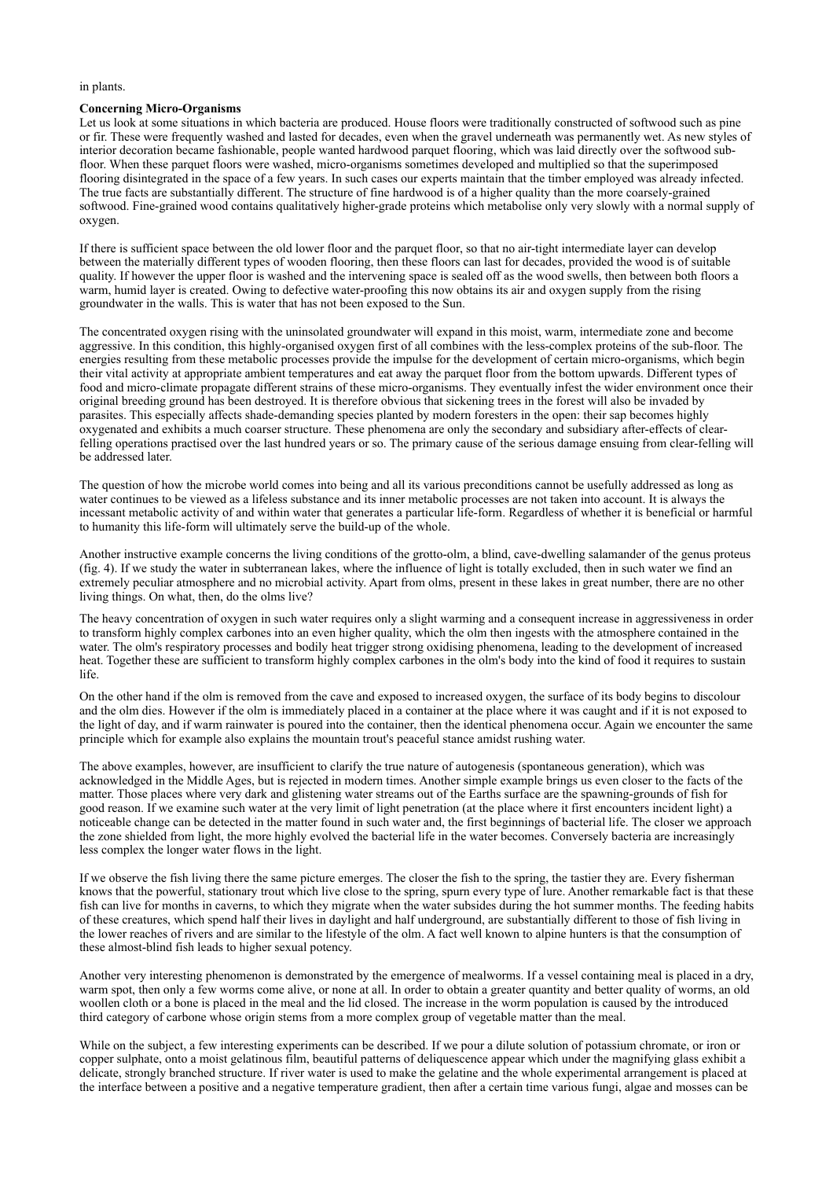in plants.

**Concerning Micro-Organisms**

Let us look at some situations in which bacteria are produced. House floors were traditionally constructed of softwood such as pine or fir. These were frequently washed and lasted for decades, even when the gravel underneath was permanently wet. As new styles of interior decoration became fashionable, people wanted hardwood parquet flooring, which was laid directly over the softwood sub-floor. When these parquet floors were washed, micro-organisms sometimes developed and multiplied so that the superimposed flooring disintegrated in the space of a few years. In such cases our experts maintain that the timber employed was already infected. The true facts are substantially different. The structure of fine hardwood is of a higher quality than the more coarsely-grained softwood. Fine-grained wood contains qualitatively higher-grade proteins which metabolise only very slowly with a normal supply of oxygen.

If there is sufficient space between the old lower floor and the parquet floor, so that no air-tight intermediate layer can develop between the materially different types of wooden flooring, then these floors can last for decades, provided the wood is of suitable quality. If however the upper floor is washed and the intervening space is sealed off as the wood swells, then between both floors a warm, humid layer is created. Owing to defective water-proofing this now obtains its air and oxygen supply from the rising groundwater in the walls. This is water that has not been exposed to the Sun.

The concentrated oxygen rising with the uninsolated groundwater will expand in this moist, warm, intermediate zone and become aggressive. In this condition, this highly-organised oxygen first of all combines with the less-complex proteins of the sub-floor. The energies resulting from these metabolic processes provide the impulse for the development of certain micro-organisms, which begin their vital activity at appropriate ambient temperatures and eat away the parquet floor from the bottom upwards. Different types of food and micro-climate propagate different strains of these micro-organisms. They eventually infest the wider environment once their original breeding ground has been destroyed. It is therefore obvious that sickening trees in the forest will also be invaded by parasites. This especially affects shade-demanding species planted by modern foresters in the open: their sap becomes highly oxygenated and exhibits a much coarser structure. These phenomena are only the secondary and subsidiary after-effects of clear-felling operations practised over the last hundred years or so. The primary cause of the serious damage ensuing from clear-felling will be addressed later.

The question of how the microbe world comes into being and all its various preconditions cannot be usefully addressed as long as water continues to be viewed as a lifeless substance and its inner metabolic processes are not taken into account. It is always the incessant metabolic activity of and within water that generates a particular life-form. Regardless of whether it is beneficial or harmful to humanity this life-form will ultimately serve the build-up of the whole.

Another instructive example concerns the living conditions of the grotto-olm, a blind, cave-dwelling salamander of the genus proteus (fig. 4). If we study the water in subterranean lakes, where the influence of light is totally excluded, then in such water we find an extremely peculiar atmosphere and no microbial activity. Apart from olms, present in these lakes in great number, there are no other living things. On what, then, do the olms live?

The heavy concentration of oxygen in such water requires only a slight warming and a consequent increase in aggressiveness in order to transform highly complex carbones into an even higher quality, which the olm then ingests with the atmosphere contained in the water. The olm's respiratory processes and bodily heat trigger strong oxidising phenomena, leading to the development of increased heat. Together these are sufficient to transform highly complex carbones in the olm's body into the kind of food it requires to sustain life.

On the other hand if the olm is removed from the cave and exposed to increased oxygen, the surface of its body begins to discolour and the olm dies. However if the olm is immediately placed in a container at the place where it was caught and if it is not exposed to the light of day, and if warm rainwater is poured into the container, then the identical phenomena occur. Again we encounter the same principle which for example also explains the mountain trout's peaceful stance amidst rushing water.

The above examples, however, are insufficient to clarify the true nature of autogenesis (spontaneous generation), which was acknowledged in the Middle Ages, but is rejected in modern times. Another simple example brings us even closer to the facts of the matter. Those places where very dark and glistening water streams out of the Earths surface are the spawning-grounds of fish for good reason. If we examine such water at the very limit of light penetration (at the place where it first encounters incident light) a noticeable change can be detected in the matter found in such water and, the first beginnings of bacterial life. The closer we approach the zone shielded from light, the more highly evolved the bacterial life in the water becomes. Conversely bacteria are increasingly less complex the longer water flows in the light.

If we observe the fish living there the same picture emerges. The closer the fish to the spring, the tastier they are. Every fisherman knows that the powerful, stationary trout which live close to the spring, spurn every type of lure. Another remarkable fact is that these fish can live for months in caverns, to which they migrate when the water subsides during the hot summer months. The feeding habits of these creatures, which spend half their lives in daylight and half underground, are substantially different to those of fish living in the lower reaches of rivers and are similar to the lifestyle of the olm. A fact well known to alpine hunters is that the consumption of these almost-blind fish leads to higher sexual potency.

Another very interesting phenomenon is demonstrated by the emergence of mealworms. If a vessel containing meal is placed in a dry, warm spot, then only a few worms come alive, or none at all. In order to obtain a greater quantity and better quality of worms, an old woollen cloth or a bone is placed in the meal and the lid closed. The increase in the worm population is caused by the introduced third category of carbone whose origin stems from a more complex group of vegetable matter than the meal.

While on the subject, a few interesting experiments can be described. If we pour a dilute solution of potassium chromate, or iron or copper sulphate, onto a moist gelatinous film, beautiful patterns of deliquescence appear which under the magnifying glass exhibit a delicate, strongly branched structure. If river water is used to make the gelatine and the whole experimental arrangement is placed at the interface between a positive and a negative temperature gradient, then after a certain time various fungi, algae and mosses can be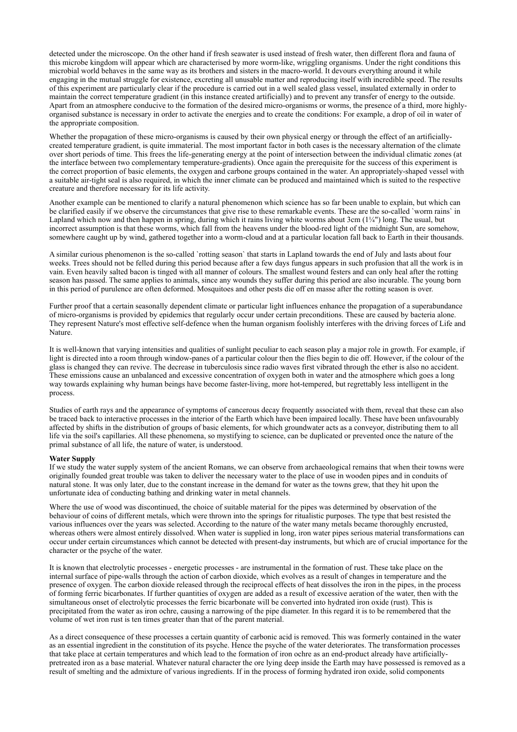detected under the microscope. On the other hand if fresh seawater is used instead of fresh water, then different flora and fauna of this microbe kingdom will appear which are characterised by more worm-like, wriggling organisms. Under the right conditions this microbial world behaves in the same way as its brothers and sisters in the macro-world. It devours everything around it while engaging in the mutual struggle for existence, excreting all unusable matter and reproducing itself with incredible speed. The results of this experiment are particularly clear if the procedure is carried out in a well sealed glass vessel, insulated externally in order to maintain the correct temperature gradient (in this instance created artificially) and to prevent any transfer of energy to the outside. Apart from an atmosphere conducive to the formation of the desired micro-organisms or worms, the presence of a third, more highly-organised substance is necessary in order to activate the energies and to create the conditions: For example, a drop of oil in water of the appropriate composition.

Whether the propagation of these micro-organisms is caused by their own physical energy or through the effect of an artificially-created temperature gradient, is quite immaterial. The most important factor in both cases is the necessary alternation of the climate over short periods of time. This frees the life-generating energy at the point of intersection between the individual climatic zones (at the interface between two complementary temperature-gradients). Once again the prerequisite for the success of this experiment is the correct proportion of basic elements, the oxygen and carbone groups contained in the water. An appropriately-shaped vessel with a suitable air-tight seal is also required, in which the inner climate can be produced and maintained which is suited to the respective creature and therefore necessary for its life activity.

Another example can be mentioned to clarify a natural phenomenon which science has so far been unable to explain, but which can be clarified easily if we observe the circumstances that give rise to these remarkable events. These are the so-called `worm rains` in Lapland which now and then happen in spring, during which it rains living white worms about 3cm (1¼") long. The usual, but incorrect assumption is that these worms, which fall from the heavens under the blood-red light of the midnight Sun, are somehow, somewhere caught up by wind, gathered together into a worm-cloud and at a particular location fall back to Earth in their thousands.

A similar curious phenomenon is the so-called `rotting season` that starts in Lapland towards the end of July and lasts about four weeks. Trees should not be felled during this period because after a few days fungus appears in such profusion that all the work is in vain. Even heavily salted bacon is tinged with all manner of colours. The smallest wound festers and can only heal after the rotting season has passed. The same applies to animals, since any wounds they suffer during this period are also incurable. The young born in this period of purulence are often deformed. Mosquitoes and other pests die off en masse after the rotting season is over.

Further proof that a certain seasonally dependent climate or particular light influences enhance the propagation of a superabundance of micro-organisms is provided by epidemics that regularly occur under certain preconditions. These are caused by bacteria alone. They represent Nature's most effective self-defence when the human organism foolishly interferes with the driving forces of Life and Nature.

It is well-known that varying intensities and qualities of sunlight peculiar to each season play a major role in growth. For example, if light is directed into a room through window-panes of a particular colour then the flies begin to die off. However, if the colour of the glass is changed they can revive. The decrease in tuberculosis since radio waves first vibrated through the ether is also no accident. These emissions cause an unbalanced and excessive concentration of oxygen both in water and the atmosphere which goes a long way towards explaining why human beings have become faster-living, more hot-tempered, but regrettably less intelligent in the process.

Studies of earth rays and the appearance of symptoms of cancerous decay frequently associated with them, reveal that these can also be traced back to interactive processes in the interior of the Earth which have been impaired locally. These have been unfavourably affected by shifts in the distribution of groups of basic elements, for which groundwater acts as a conveyor, distributing them to all life via the soil's capillaries. All these phenomena, so mystifying to science, can be duplicated or prevented once the nature of the primal substance of all life, the nature of water, is understood.

**Water Supply**

If we study the water supply system of the ancient Romans, we can observe from archaeological remains that when their towns were originally founded great trouble was taken to deliver the necessary water to the place of use in wooden pipes and in conduits of natural stone. It was only later, due to the constant increase in the demand for water as the towns grew, that they hit upon the unfortunate idea of conducting bathing and drinking water in metal channels.

Where the use of wood was discontinued, the choice of suitable material for the pipes was determined by observation of the behaviour of coins of different metals, which were thrown into the springs for ritualistic purposes. The type that best resisted the various influences over the years was selected. According to the nature of the water many metals became thoroughly encrusted, whereas others were almost entirely dissolved. When water is supplied in long, iron water pipes serious material transformations can occur under certain circumstances which cannot be detected with present-day instruments, but which are of crucial importance for the character or the psyche of the water.

It is known that electrolytic processes - energetic processes - are instrumental in the formation of rust. These take place on the internal surface of pipe-walls through the action of carbon dioxide, which evolves as a result of changes in temperature and the presence of oxygen. The carbon dioxide released through the reciprocal effects of heat dissolves the iron in the pipes, in the process of forming ferric bicarbonates. If further quantities of oxygen are added as a result of excessive aeration of the water, then with the simultaneous onset of electrolytic processes the ferric bicarbonate will be converted into hydrated iron oxide (rust). This is precipitated from the water as iron ochre, causing a narrowing of the pipe diameter. In this regard it is to be remembered that the volume of wet iron rust is ten times greater than that of the parent material.

As a direct consequence of these processes a certain quantity of carbonic acid is removed. This was formerly contained in the water as an essential ingredient in the constitution of its psyche. Hence the psyche of the water deteriorates. The transformation processes that take place at certain temperatures and which lead to the formation of iron ochre as an end-product already have artificially-pretreated iron as a base material. Whatever natural character the ore lying deep inside the Earth may have possessed is removed as a result of smelting and the admixture of various ingredients. If in the process of forming hydrated iron oxide, solid components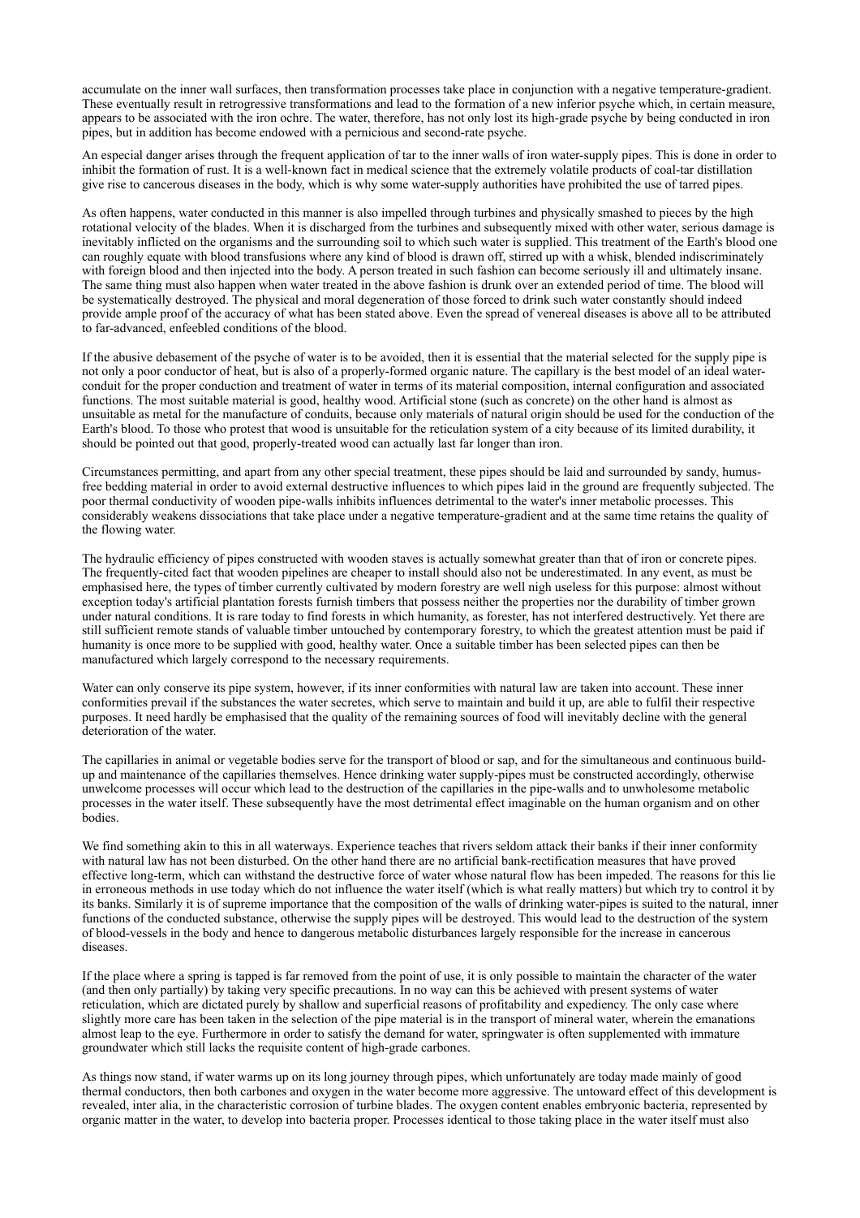accumulate on the inner wall surfaces, then transformation processes take place in conjunction with a negative temperature-gradient. These eventually result in retrogressive transformations and lead to the formation of a new inferior psyche which, in certain measure, appears to be associated with the iron ochre. The water, therefore, has not only lost its high-grade psyche by being conducted in iron pipes, but in addition has become endowed with a pernicious and second-rate psyche.

An especial danger arises through the frequent application of tar to the inner walls of iron water-supply pipes. This is done in order to inhibit the formation of rust. It is a well-known fact in medical science that the extremely volatile products of coal-tar distillation give rise to cancerous diseases in the body, which is why some water-supply authorities have prohibited the use of tarred pipes.

As often happens, water conducted in this manner is also impelled through turbines and physically smashed to pieces by the high rotational velocity of the blades. When it is discharged from the turbines and subsequently mixed with other water, serious damage is inevitably inflicted on the organisms and the surrounding soil to which such water is supplied. This treatment of the Earth's blood one can roughly equate with blood transfusions where any kind of blood is drawn off, stirred up with a whisk, blended indiscriminately with foreign blood and then injected into the body. A person treated in such fashion can become seriously ill and ultimately insane. The same thing must also happen when water treated in the above fashion is drunk over an extended period of time. The blood will be systematically destroyed. The physical and moral degeneration of those forced to drink such water constantly should indeed provide ample proof of the accuracy of what has been stated above. Even the spread of venereal diseases is above all to be attributed to far-advanced, enfeebled conditions of the blood.

If the abusive debasement of the psyche of water is to be avoided, then it is essential that the material selected for the supply pipe is not only a poor conductor of heat, but is also of a properly-formed organic nature. The capillary is the best model of an ideal water-conduit for the proper conduction and treatment of water in terms of its material composition, internal configuration and associated functions. The most suitable material is good, healthy wood. Artificial stone (such as concrete) on the other hand is almost as unsuitable as metal for the manufacture of conduits, because only materials of natural origin should be used for the conduction of the Earth's blood. To those who protest that wood is unsuitable for the reticulation system of a city because of its limited durability, it should be pointed out that good, properly-treated wood can actually last far longer than iron.

Circumstances permitting, and apart from any other special treatment, these pipes should be laid and surrounded by sandy, humus-free bedding material in order to avoid external destructive influences to which pipes laid in the ground are frequently subjected. The poor thermal conductivity of wooden pipe-walls inhibits influences detrimental to the water's inner metabolic processes. This considerably weakens dissociations that take place under a negative temperature-gradient and at the same time retains the quality of the flowing water.

The hydraulic efficiency of pipes constructed with wooden staves is actually somewhat greater than that of iron or concrete pipes. The frequently-cited fact that wooden pipelines are cheaper to install should also not be underestimated. In any event, as must be emphasised here, the types of timber currently cultivated by modern forestry are well nigh useless for this purpose: almost without exception today's artificial plantation forests furnish timbers that possess neither the properties nor the durability of timber grown under natural conditions. It is rare today to find forests in which humanity, as forester, has not interfered destructively. Yet there are still sufficient remote stands of valuable timber untouched by contemporary forestry, to which the greatest attention must be paid if humanity is once more to be supplied with good, healthy water. Once a suitable timber has been selected pipes can then be manufactured which largely correspond to the necessary requirements.

Water can only conserve its pipe system, however, if its inner conformities with natural law are taken into account. These inner conformities prevail if the substances the water secretes, which serve to maintain and build it up, are able to fulfil their respective purposes. It need hardly be emphasised that the quality of the remaining sources of food will inevitably decline with the general deterioration of the water.

The capillaries in animal or vegetable bodies serve for the transport of blood or sap, and for the simultaneous and continuous build-up and maintenance of the capillaries themselves. Hence drinking water supply-pipes must be constructed accordingly, otherwise unwelcome processes will occur which lead to the destruction of the capillaries in the pipe-walls and to unwholesome metabolic processes in the water itself. These subsequently have the most detrimental effect imaginable on the human organism and on other bodies.

We find something akin to this in all waterways. Experience teaches that rivers seldom attack their banks if their inner conformity with natural law has not been disturbed. On the other hand there are no artificial bank-rectification measures that have proved effective long-term, which can withstand the destructive force of water whose natural flow has been impeded. The reasons for this lie in erroneous methods in use today which do not influence the water itself (which is what really matters) but which try to control it by its banks. Similarly it is of supreme importance that the composition of the walls of drinking water-pipes is suited to the natural, inner functions of the conducted substance, otherwise the supply pipes will be destroyed. This would lead to the destruction of the system of blood-vessels in the body and hence to dangerous metabolic disturbances largely responsible for the increase in cancerous diseases.

If the place where a spring is tapped is far removed from the point of use, it is only possible to maintain the character of the water (and then only partially) by taking very specific precautions. In no way can this be achieved with present systems of water reticulation, which are dictated purely by shallow and superficial reasons of profitability and expediency. The only case where slightly more care has been taken in the selection of the pipe material is in the transport of mineral water, wherein the emanations almost leap to the eye. Furthermore in order to satisfy the demand for water, springwater is often supplemented with immature groundwater which still lacks the requisite content of high-grade carbones.

As things now stand, if water warms up on its long journey through pipes, which unfortunately are today made mainly of good thermal conductors, then both carbones and oxygen in the water become more aggressive. The untoward effect of this development is revealed, inter alia, in the characteristic corrosion of turbine blades. The oxygen content enables embryonic bacteria, represented by organic matter in the water, to develop into bacteria proper. Processes identical to those taking place in the water itself must also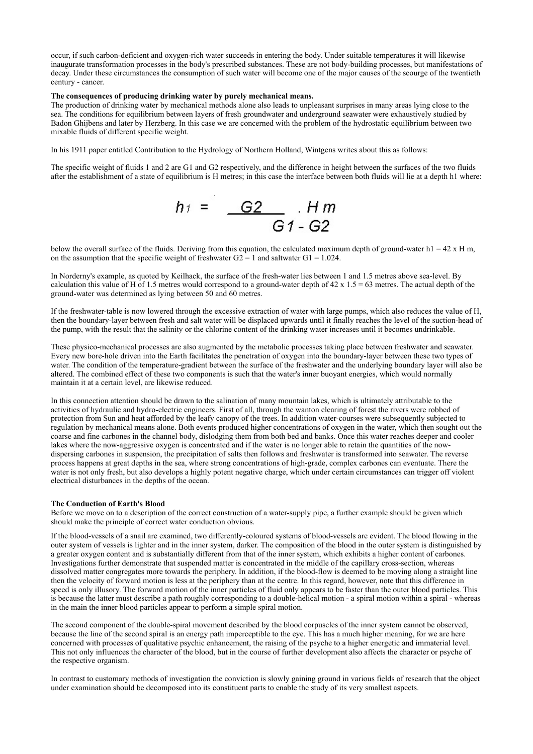occur, if such carbon-deficient and oxygen-rich water succeeds in entering the body. Under suitable temperatures it will likewise inaugurate transformation processes in the body's prescribed substances. These are not body-building processes, but manifestations of decay. Under these circumstances the consumption of such water will become one of the major causes of the scourge of the twentieth century - cancer.

**The consequences of producing drinking water by purely mechanical means.**

The production of drinking water by mechanical methods alone also leads to unpleasant surprises in many areas lying close to the sea. The conditions for equilibrium between layers of fresh groundwater and underground seawater were exhaustively studied by Badon Ghijbens and later by Herzberg. In this case we are concerned with the problem of the hydrostatic equilibrium between two mixable fluids of different specific weight.

In his 1911 paper entitled Contribution to the Hydrology of Northern Holland, Wintgens writes about this as follows:

The specific weight of fluids 1 and 2 are G1 and G2 respectively, and the difference in height between the surfaces of the two fluids after the establishment of a state of equilibrium is H metres; in this case the interface between both fluids will lie at a depth h1 where:

$$h_1 = \frac{G2}{G1 - G2} \cdot H\,m$$

below the overall surface of the fluids. Deriving from this equation, the calculated maximum depth of ground-water h1 = 42 x H m, on the assumption that the specific weight of freshwater G2 = 1 and saltwater G1 = 1.024.

In Norderny's example, as quoted by Keilhack, the surface of the fresh-water lies between 1 and 1.5 metres above sea-level. By calculation this value of H of 1.5 metres would correspond to a ground-water depth of 42 x 1.5 = 63 metres. The actual depth of the ground-water was determined as lying between 50 and 60 metres.

If the freshwater-table is now lowered through the excessive extraction of water with large pumps, which also reduces the value of H, then the boundary-layer between fresh and salt water will be displaced upwards until it finally reaches the level of the suction-head of the pump, with the result that the salinity or the chlorine content of the drinking water increases until it becomes undrinkable.

These physico-mechanical processes are also augmented by the metabolic processes taking place between freshwater and seawater. Every new bore-hole driven into the Earth facilitates the penetration of oxygen into the boundary-layer between these two types of water. The condition of the temperature-gradient between the surface of the freshwater and the underlying boundary layer will also be altered. The combined effect of these two components is such that the water's inner buoyant energies, which would normally maintain it at a certain level, are likewise reduced.

In this connection attention should be drawn to the salination of many mountain lakes, which is ultimately attributable to the activities of hydraulic and hydro-electric engineers. First of all, through the wanton clearing of forest the rivers were robbed of protection from Sun and heat afforded by the leafy canopy of the trees. In addition water-courses were subsequently subjected to regulation by mechanical means alone. Both events produced higher concentrations of oxygen in the water, which then sought out the coarse and fine carbones in the channel body, dislodging them from both bed and banks. Once this water reaches deeper and cooler lakes where the now-aggressive oxygen is concentrated and if the water is no longer able to retain the quantities of the now-dispersing carbones in suspension, the precipitation of salts then follows and freshwater is transformed into seawater. The reverse process happens at great depths in the sea, where strong concentrations of high-grade, complex carbones can eventuate. There the water is not only fresh, but also develops a highly potent negative charge, which under certain circumstances can trigger off violent electrical disturbances in the depths of the ocean.

**The Conduction of Earth's Blood**

Before we move on to a description of the correct construction of a water-supply pipe, a further example should be given which should make the principle of correct water conduction obvious.

If the blood-vessels of a snail are examined, two differently-coloured systems of blood-vessels are evident. The blood flowing in the outer system of vessels is lighter and in the inner system, darker. The composition of the blood in the outer system is distinguished by a greater oxygen content and is substantially different from that of the inner system, which exhibits a higher content of carbones. Investigations further demonstrate that suspended matter is concentrated in the middle of the capillary cross-section, whereas dissolved matter congregates more towards the periphery. In addition, if the blood-flow is deemed to be moving along a straight line then the velocity of forward motion is less at the periphery than at the centre. In this regard, however, note that this difference in speed is only illusory. The forward motion of the inner particles of fluid only appears to be faster than the outer blood particles. This is because the latter must describe a path roughly corresponding to a double-helical motion - a spiral motion within a spiral - whereas in the main the inner blood particles appear to perform a simple spiral motion.

The second component of the double-spiral movement described by the blood corpuscles of the inner system cannot be observed, because the line of the second spiral is an energy path imperceptible to the eye. This has a much higher meaning, for we are here concerned with processes of qualitative psychic enhancement, the raising of the psyche to a higher energetic and immaterial level. This not only influences the character of the blood, but in the course of further development also affects the character or psyche of the respective organism.

In contrast to customary methods of investigation the conviction is slowly gaining ground in various fields of research that the object under examination should be decomposed into its constituent parts to enable the study of its very smallest aspects.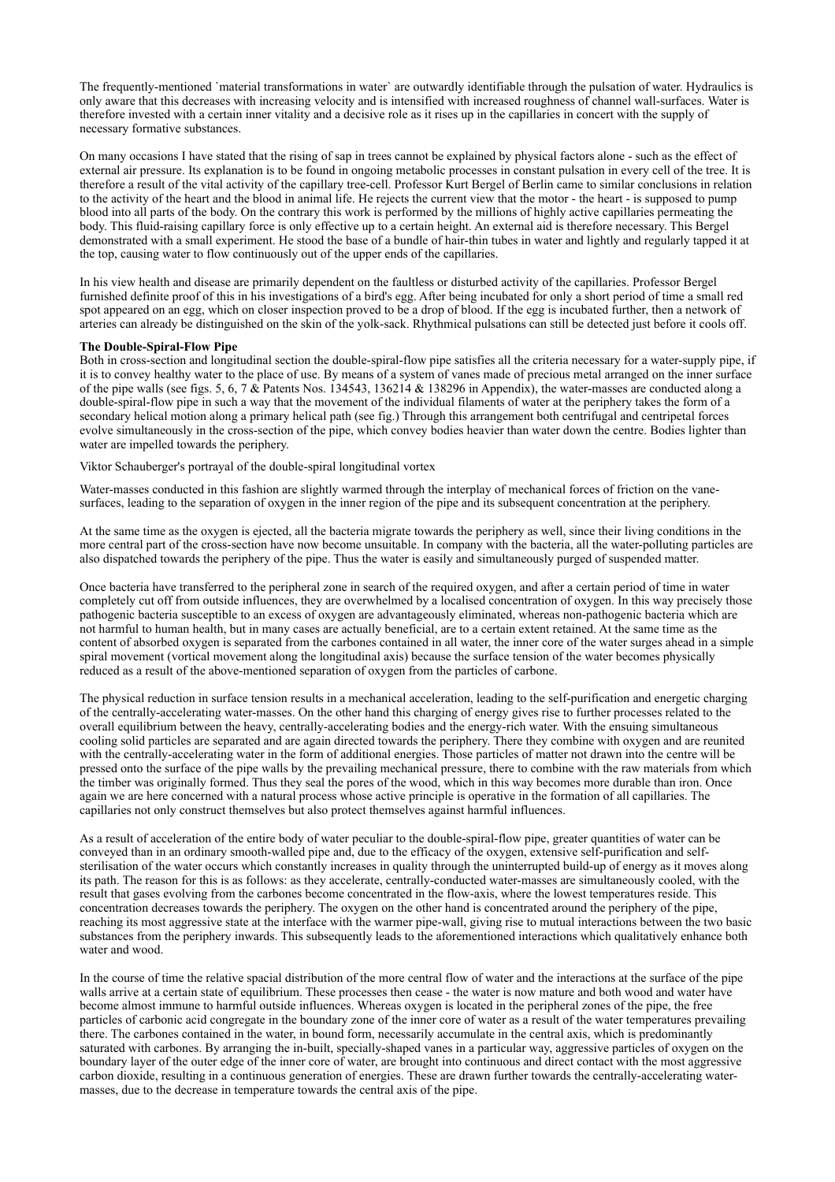The frequently-mentioned `material transformations in water` are outwardly identifiable through the pulsation of water. Hydraulics is only aware that this decreases with increasing velocity and is intensified with increased roughness of channel wall-surfaces. Water is therefore invested with a certain inner vitality and a decisive role as it rises up in the capillaries in concert with the supply of necessary formative substances.

On many occasions I have stated that the rising of sap in trees cannot be explained by physical factors alone - such as the effect of external air pressure. Its explanation is to be found in ongoing metabolic processes in constant pulsation in every cell of the tree. It is therefore a result of the vital activity of the capillary tree-cell. Professor Kurt Bergel of Berlin came to similar conclusions in relation to the activity of the heart and the blood in animal life. He rejects the current view that the motor - the heart - is supposed to pump blood into all parts of the body. On the contrary this work is performed by the millions of highly active capillaries permeating the body. This fluid-raising capillary force is only effective up to a certain height. An external aid is therefore necessary. This Bergel demonstrated with a small experiment. He stood the base of a bundle of hair-thin tubes in water and lightly and regularly tapped it at the top, causing water to flow continuously out of the upper ends of the capillaries.

In his view health and disease are primarily dependent on the faultless or disturbed activity of the capillaries. Professor Bergel furnished definite proof of this in his investigations of a bird's egg. After being incubated for only a short period of time a small red spot appeared on an egg, which on closer inspection proved to be a drop of blood. If the egg is incubated further, then a network of arteries can already be distinguished on the skin of the yolk-sack. Rhythmical pulsations can still be detected just before it cools off.

**The Double-Spiral-Flow Pipe**

Both in cross-section and longitudinal section the double-spiral-flow pipe satisfies all the criteria necessary for a water-supply pipe, if it is to convey healthy water to the place of use. By means of a system of vanes made of precious metal arranged on the inner surface of the pipe walls (see figs. 5, 6, 7 & Patents Nos. 134543, 136214 & 138296 in Appendix), the water-masses are conducted along a double-spiral-flow pipe in such a way that the movement of the individual filaments of water at the periphery takes the form of a secondary helical motion along a primary helical path (see fig.) Through this arrangement both centrifugal and centripetal forces evolve simultaneously in the cross-section of the pipe, which convey bodies heavier than water down the centre. Bodies lighter than water are impelled towards the periphery.

Viktor Schauberger's portrayal of the double-spiral longitudinal vortex

Water-masses conducted in this fashion are slightly warmed through the interplay of mechanical forces of friction on the vane-surfaces, leading to the separation of oxygen in the inner region of the pipe and its subsequent concentration at the periphery.

At the same time as the oxygen is ejected, all the bacteria migrate towards the periphery as well, since their living conditions in the more central part of the cross-section have now become unsuitable. In company with the bacteria, all the water-polluting particles are also dispatched towards the periphery of the pipe. Thus the water is easily and simultaneously purged of suspended matter.

Once bacteria have transferred to the peripheral zone in search of the required oxygen, and after a certain period of time in water completely cut off from outside influences, they are overwhelmed by a localised concentration of oxygen. In this way precisely those pathogenic bacteria susceptible to an excess of oxygen are advantageously eliminated, whereas non-pathogenic bacteria which are not harmful to human health, but in many cases are actually beneficial, are to a certain extent retained. At the same time as the content of absorbed oxygen is separated from the carbones contained in all water, the inner core of the water surges ahead in a simple spiral movement (vortical movement along the longitudinal axis) because the surface tension of the water becomes physically reduced as a result of the above-mentioned separation of oxygen from the particles of carbone.

The physical reduction in surface tension results in a mechanical acceleration, leading to the self-purification and energetic charging of the centrally-accelerating water-masses. On the other hand this charging of energy gives rise to further processes related to the overall equilibrium between the heavy, centrally-accelerating bodies and the energy-rich water. With the ensuing simultaneous cooling solid particles are separated and are again directed towards the periphery. There they combine with oxygen and are reunited with the centrally-accelerating water in the form of additional energies. Those particles of matter not drawn into the centre will be pressed onto the surface of the pipe walls by the prevailing mechanical pressure, there to combine with the raw materials from which the timber was originally formed. Thus they seal the pores of the wood, which in this way becomes more durable than iron. Once again we are here concerned with a natural process whose active principle is operative in the formation of all capillaries. The capillaries not only construct themselves but also protect themselves against harmful influences.

As a result of acceleration of the entire body of water peculiar to the double-spiral-flow pipe, greater quantities of water can be conveyed than in an ordinary smooth-walled pipe and, due to the efficacy of the oxygen, extensive self-purification and self-sterilisation of the water occurs which constantly increases in quality through the uninterrupted build-up of energy as it moves along its path. The reason for this is as follows: as they accelerate, centrally-conducted water-masses are simultaneously cooled, with the result that gases evolving from the carbones become concentrated in the flow-axis, where the lowest temperatures reside. This concentration decreases towards the periphery. The oxygen on the other hand is concentrated around the periphery of the pipe, reaching its most aggressive state at the interface with the warmer pipe-wall, giving rise to mutual interactions between the two basic substances from the periphery inwards. This subsequently leads to the aforementioned interactions which qualitatively enhance both water and wood.

In the course of time the relative spacial distribution of the more central flow of water and the interactions at the surface of the pipe walls arrive at a certain state of equilibrium. These processes then cease - the water is now mature and both wood and water have become almost immune to harmful outside influences. Whereas oxygen is located in the peripheral zones of the pipe, the free particles of carbonic acid congregate in the boundary zone of the inner core of water as a result of the water temperatures prevailing there. The carbones contained in the water, in bound form, necessarily accumulate in the central axis, which is predominantly saturated with carbones. By arranging the in-built, specially-shaped vanes in a particular way, aggressive particles of oxygen on the boundary layer of the outer edge of the inner core of water, are brought into continuous and direct contact with the most aggressive carbon dioxide, resulting in a continuous generation of energies. These are drawn further towards the centrally-accelerating water-masses, due to the decrease in temperature towards the central axis of the pipe.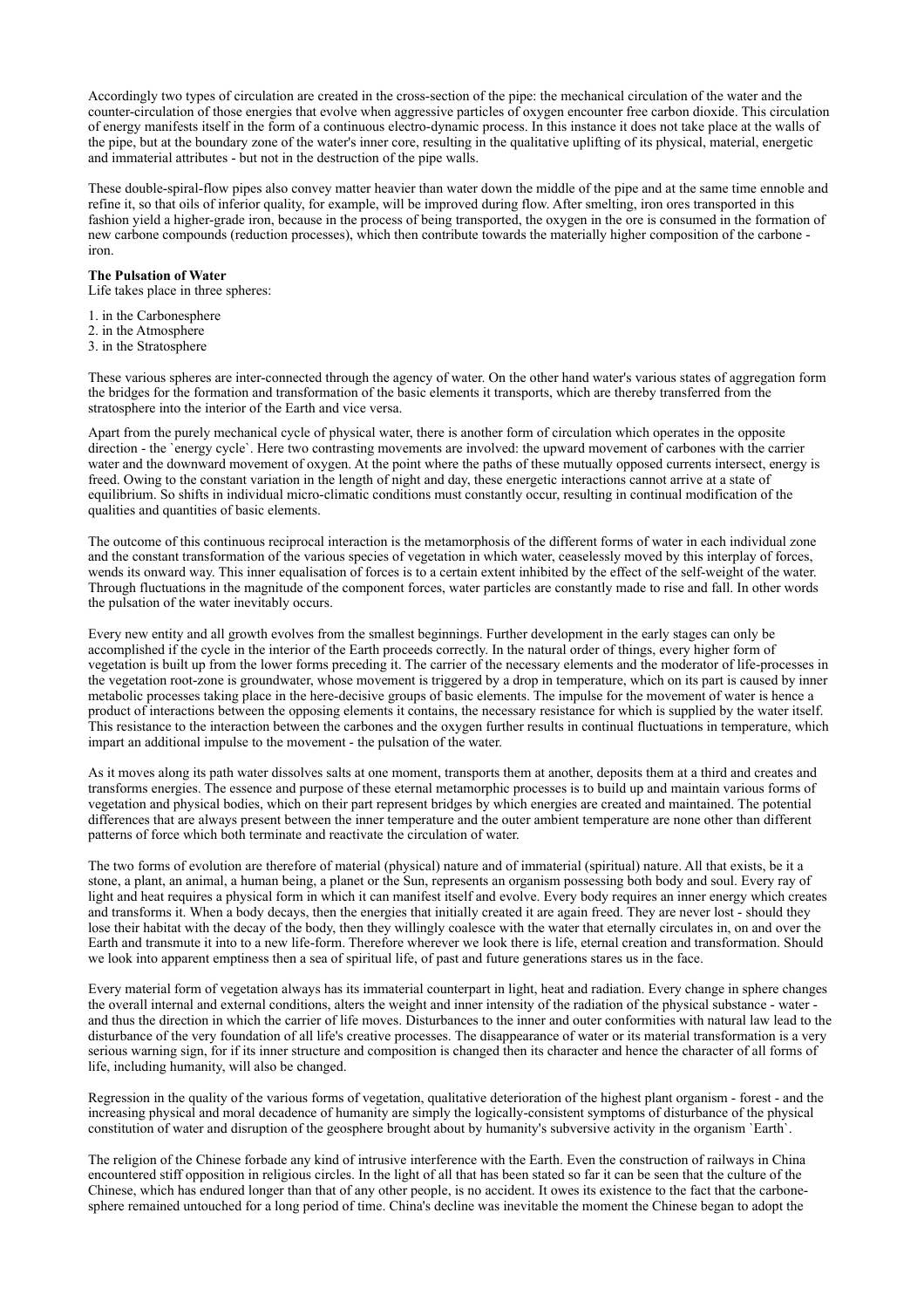Accordingly two types of circulation are created in the cross-section of the pipe: the mechanical circulation of the water and the counter-circulation of those energies that evolve when aggressive particles of oxygen encounter free carbon dioxide. This circulation of energy manifests itself in the form of a continuous electro-dynamic process. In this instance it does not take place at the walls of the pipe, but at the boundary zone of the water's inner core, resulting in the qualitative uplifting of its physical, material, energetic and immaterial attributes - but not in the destruction of the pipe walls.

These double-spiral-flow pipes also convey matter heavier than water down the middle of the pipe and at the same time ennoble and refine it, so that oils of inferior quality, for example, will be improved during flow. After smelting, iron ores transported in this fashion yield a higher-grade iron, because in the process of being transported, the oxygen in the ore is consumed in the formation of new carbone compounds (reduction processes), which then contribute towards the materially higher composition of the carbone - iron.

**The Pulsation of Water**

Life takes place in three spheres:

1. in the Carbonesphere
2. in the Atmosphere
3. in the Stratosphere

These various spheres are inter-connected through the agency of water. On the other hand water's various states of aggregation form the bridges for the formation and transformation of the basic elements it transports, which are thereby transferred from the stratosphere into the interior of the Earth and vice versa.

Apart from the purely mechanical cycle of physical water, there is another form of circulation which operates in the opposite direction - the `energy cycle`. Here two contrasting movements are involved: the upward movement of carbones with the carrier water and the downward movement of oxygen. At the point where the paths of these mutually opposed currents intersect, energy is freed. Owing to the constant variation in the length of night and day, these energetic interactions cannot arrive at a state of equilibrium. So shifts in individual micro-climatic conditions must constantly occur, resulting in continual modification of the qualities and quantities of basic elements.

The outcome of this continuous reciprocal interaction is the metamorphosis of the different forms of water in each individual zone and the constant transformation of the various species of vegetation in which water, ceaselessly moved by this interplay of forces, wends its onward way. This inner equalisation of forces is to a certain extent inhibited by the effect of the self-weight of the water. Through fluctuations in the magnitude of the component forces, water particles are constantly made to rise and fall. In other words the pulsation of the water inevitably occurs.

Every new entity and all growth evolves from the smallest beginnings. Further development in the early stages can only be accomplished if the cycle in the interior of the Earth proceeds correctly. In the natural order of things, every higher form of vegetation is built up from the lower forms preceding it. The carrier of the necessary elements and the moderator of life-processes in the vegetation root-zone is groundwater, whose movement is triggered by a drop in temperature, which on its part is caused by inner metabolic processes taking place in the here-decisive groups of basic elements. The impulse for the movement of water is hence a product of interactions between the opposing elements it contains, the necessary resistance for which is supplied by the water itself. This resistance to the interaction between the carbones and the oxygen further results in continual fluctuations in temperature, which impart an additional impulse to the movement - the pulsation of the water.

As it moves along its path water dissolves salts at one moment, transports them at another, deposits them at a third and creates and transforms energies. The essence and purpose of these eternal metamorphic processes is to build up and maintain various forms of vegetation and physical bodies, which on their part represent bridges by which energies are created and maintained. The potential differences that are always present between the inner temperature and the outer ambient temperature are none other than different patterns of force which both terminate and reactivate the circulation of water.

The two forms of evolution are therefore of material (physical) nature and of immaterial (spiritual) nature. All that exists, be it a stone, a plant, an animal, a human being, a planet or the Sun, represents an organism possessing both body and soul. Every ray of light and heat requires a physical form in which it can manifest itself and evolve. Every body requires an inner energy which creates and transforms it. When a body decays, then the energies that initially created it are again freed. They are never lost - should they lose their habitat with the decay of the body, then they willingly coalesce with the water that eternally circulates in, on and over the Earth and transmute it into to a new life-form. Therefore wherever we look there is life, eternal creation and transformation. Should we look into apparent emptiness then a sea of spiritual life, of past and future generations stares us in the face.

Every material form of vegetation always has its immaterial counterpart in light, heat and radiation. Every change in sphere changes the overall internal and external conditions, alters the weight and inner intensity of the radiation of the physical substance - water - and thus the direction in which the carrier of life moves. Disturbances to the inner and outer conformities with natural law lead to the disturbance of the very foundation of all life's creative processes. The disappearance of water or its material transformation is a very serious warning sign, for if its inner structure and composition is changed then its character and hence the character of all forms of life, including humanity, will also be changed.

Regression in the quality of the various forms of vegetation, qualitative deterioration of the highest plant organism - forest - and the increasing physical and moral decadence of humanity are simply the logically-consistent symptoms of disturbance of the physical constitution of water and disruption of the geosphere brought about by humanity's subversive activity in the organism `Earth`.

The religion of the Chinese forbade any kind of intrusive interference with the Earth. Even the construction of railways in China encountered stiff opposition in religious circles. In the light of all that has been stated so far it can be seen that the culture of the Chinese, which has endured longer than that of any other people, is no accident. It owes its existence to the fact that the carbone-sphere remained untouched for a long period of time. China's decline was inevitable the moment the Chinese began to adopt the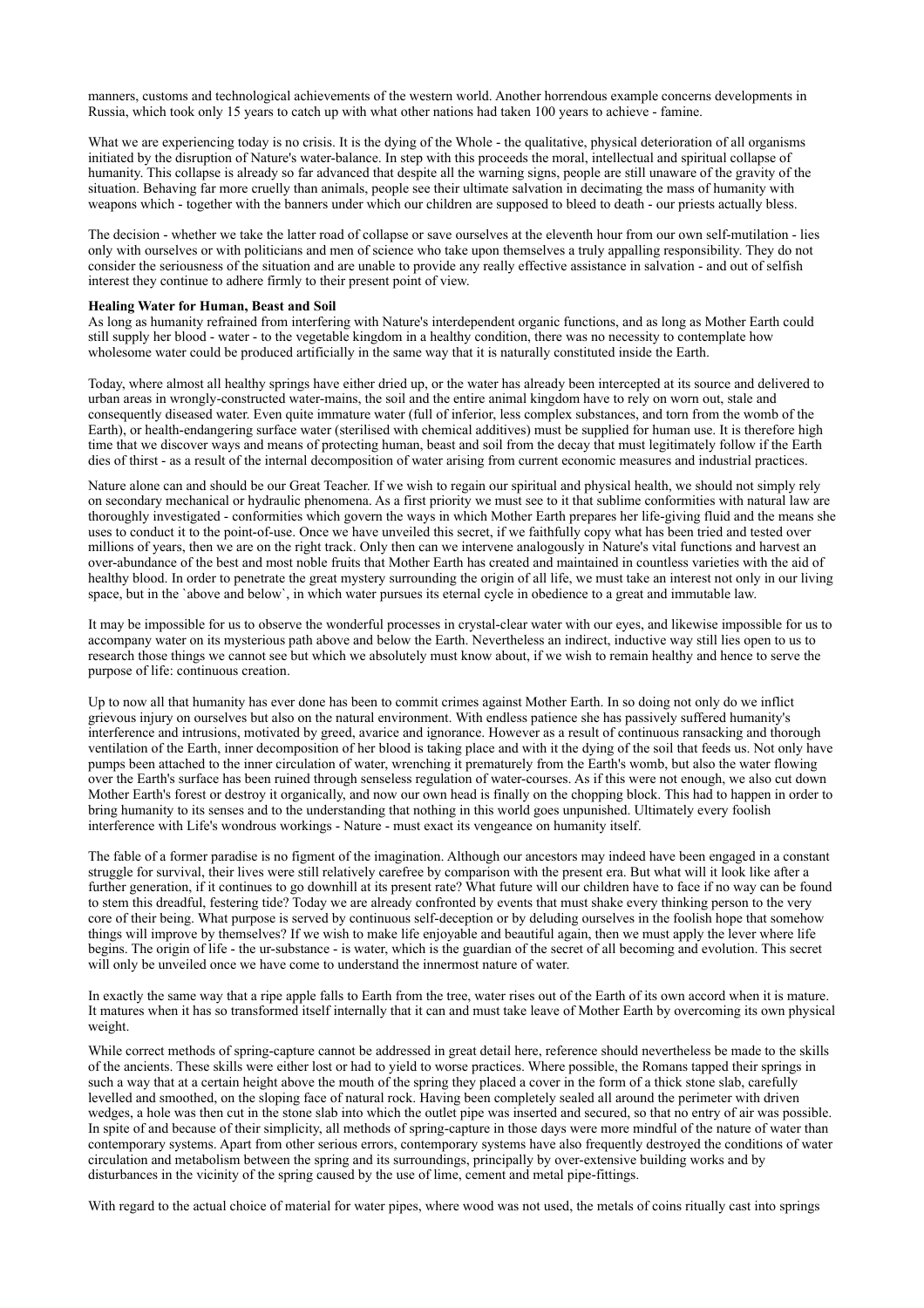manners, customs and technological achievements of the western world. Another horrendous example concerns developments in Russia, which took only 15 years to catch up with what other nations had taken 100 years to achieve - famine.

What we are experiencing today is no crisis. It is the dying of the Whole - the qualitative, physical deterioration of all organisms initiated by the disruption of Nature's water-balance. In step with this proceeds the moral, intellectual and spiritual collapse of humanity. This collapse is already so far advanced that despite all the warning signs, people are still unaware of the gravity of the situation. Behaving far more cruelly than animals, people see their ultimate salvation in decimating the mass of humanity with weapons which - together with the banners under which our children are supposed to bleed to death - our priests actually bless.

The decision - whether we take the latter road of collapse or save ourselves at the eleventh hour from our own self-mutilation - lies only with ourselves or with politicians and men of science who take upon themselves a truly appalling responsibility. They do not consider the seriousness of the situation and are unable to provide any really effective assistance in salvation - and out of selfish interest they continue to adhere firmly to their present point of view.

**Healing Water for Human, Beast and Soil**

As long as humanity refrained from interfering with Nature's interdependent organic functions, and as long as Mother Earth could still supply her blood - water - to the vegetable kingdom in a healthy condition, there was no necessity to contemplate how wholesome water could be produced artificially in the same way that it is naturally constituted inside the Earth.

Today, where almost all healthy springs have either dried up, or the water has already been intercepted at its source and delivered to urban areas in wrongly-constructed water-mains, the soil and the entire animal kingdom have to rely on worn out, stale and consequently diseased water. Even quite immature water (full of inferior, less complex substances, and torn from the womb of the Earth), or health-endangering surface water (sterilised with chemical additives) must be supplied for human use. It is therefore high time that we discover ways and means of protecting human, beast and soil from the decay that must legitimately follow if the Earth dies of thirst - as a result of the internal decomposition of water arising from current economic measures and industrial practices.

Nature alone can and should be our Great Teacher. If we wish to regain our spiritual and physical health, we should not simply rely on secondary mechanical or hydraulic phenomena. As a first priority we must see to it that sublime conformities with natural law are thoroughly investigated - conformities which govern the ways in which Mother Earth prepares her life-giving fluid and the means she uses to conduct it to the point-of-use. Once we have unveiled this secret, if we faithfully copy what has been tried and tested over millions of years, then we are on the right track. Only then can we intervene analogously in Nature's vital functions and harvest an over-abundance of the best and most noble fruits that Mother Earth has created and maintained in countless varieties with the aid of healthy blood. In order to penetrate the great mystery surrounding the origin of all life, we must take an interest not only in our living space, but in the `above and below`, in which water pursues its eternal cycle in obedience to a great and immutable law.

It may be impossible for us to observe the wonderful processes in crystal-clear water with our eyes, and likewise impossible for us to accompany water on its mysterious path above and below the Earth. Nevertheless an indirect, inductive way still lies open to us to research those things we cannot see but which we absolutely must know about, if we wish to remain healthy and hence to serve the purpose of life: continuous creation.

Up to now all that humanity has ever done has been to commit crimes against Mother Earth. In so doing not only do we inflict grievous injury on ourselves but also on the natural environment. With endless patience she has passively suffered humanity's interference and intrusions, motivated by greed, avarice and ignorance. However as a result of continuous ransacking and thorough ventilation of the Earth, inner decomposition of her blood is taking place and with it the dying of the soil that feeds us. Not only have pumps been attached to the inner circulation of water, wrenching it prematurely from the Earth's womb, but also the water flowing over the Earth's surface has been ruined through senseless regulation of water-courses. As if this were not enough, we also cut down Mother Earth's forest or destroy it organically, and now our own head is finally on the chopping block. This had to happen in order to bring humanity to its senses and to the understanding that nothing in this world goes unpunished. Ultimately every foolish interference with Life's wondrous workings - Nature - must exact its vengeance on humanity itself.

The fable of a former paradise is no figment of the imagination. Although our ancestors may indeed have been engaged in a constant struggle for survival, their lives were still relatively carefree by comparison with the present era. But what will it look like after a further generation, if it continues to go downhill at its present rate? What future will our children have to face if no way can be found to stem this dreadful, festering tide? Today we are already confronted by events that must shake every thinking person to the very core of their being. What purpose is served by continuous self-deception or by deluding ourselves in the foolish hope that somehow things will improve by themselves? If we wish to make life enjoyable and beautiful again, then we must apply the lever where life begins. The origin of life - the ur-substance - is water, which is the guardian of the secret of all becoming and evolution. This secret will only be unveiled once we have come to understand the innermost nature of water.

In exactly the same way that a ripe apple falls to Earth from the tree, water rises out of the Earth of its own accord when it is mature. It matures when it has so transformed itself internally that it can and must take leave of Mother Earth by overcoming its own physical weight.

While correct methods of spring-capture cannot be addressed in great detail here, reference should nevertheless be made to the skills of the ancients. These skills were either lost or had to yield to worse practices. Where possible, the Romans tapped their springs in such a way that at a certain height above the mouth of the spring they placed a cover in the form of a thick stone slab, carefully levelled and smoothed, on the sloping face of natural rock. Having been completely sealed all around the perimeter with driven wedges, a hole was then cut in the stone slab into which the outlet pipe was inserted and secured, so that no entry of air was possible. In spite of and because of their simplicity, all methods of spring-capture in those days were more mindful of the nature of water than contemporary systems. Apart from other serious errors, contemporary systems have also frequently destroyed the conditions of water circulation and metabolism between the spring and its surroundings, principally by over-extensive building works and by disturbances in the vicinity of the spring caused by the use of lime, cement and metal pipe-fittings.

With regard to the actual choice of material for water pipes, where wood was not used, the metals of coins ritually cast into springs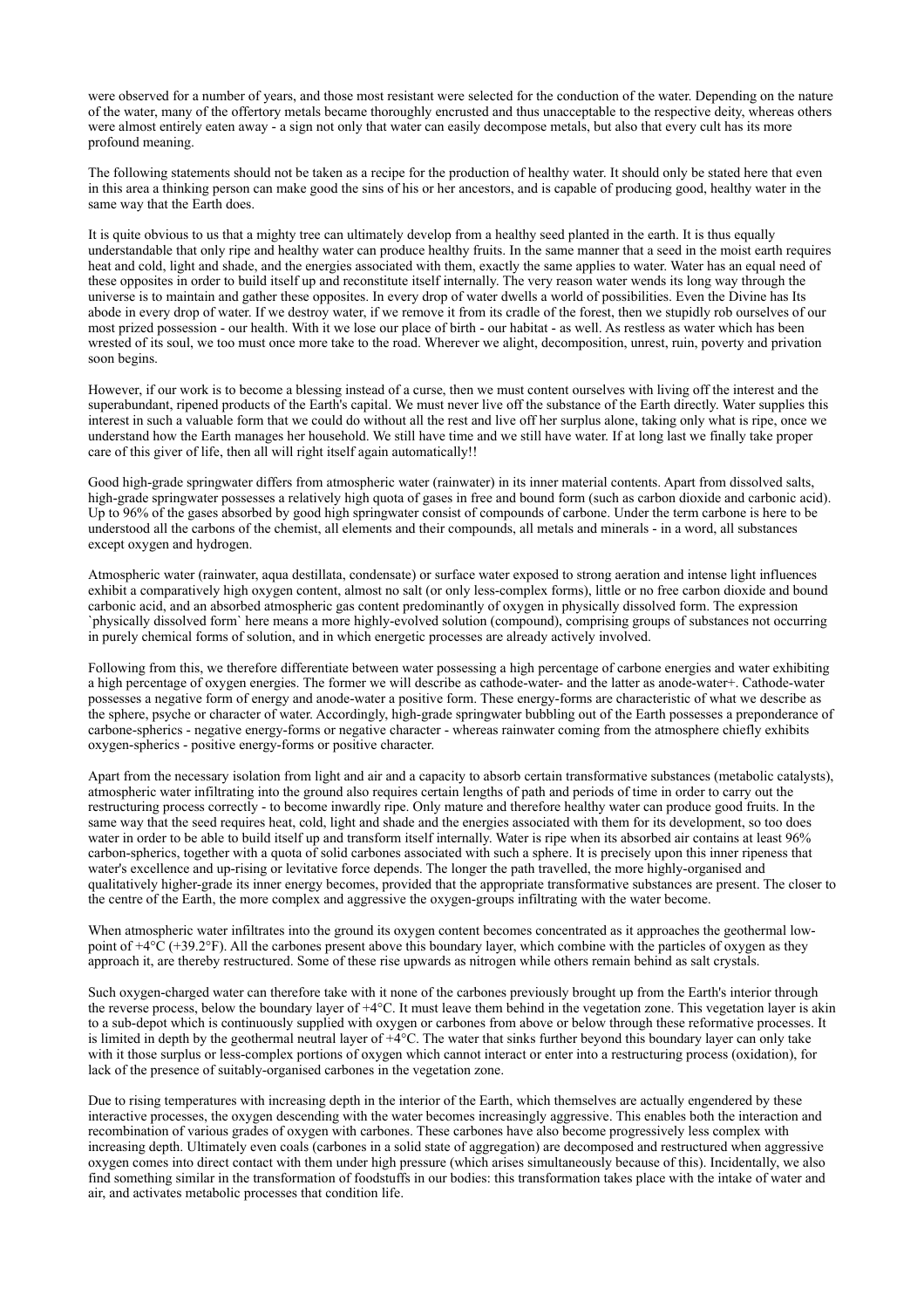were observed for a number of years, and those most resistant were selected for the conduction of the water. Depending on the nature of the water, many of the offertory metals became thoroughly encrusted and thus unacceptable to the respective deity, whereas others were almost entirely eaten away - a sign not only that water can easily decompose metals, but also that every cult has its more profound meaning.

The following statements should not be taken as a recipe for the production of healthy water. It should only be stated here that even in this area a thinking person can make good the sins of his or her ancestors, and is capable of producing good, healthy water in the same way that the Earth does.

It is quite obvious to us that a mighty tree can ultimately develop from a healthy seed planted in the earth. It is thus equally understandable that only ripe and healthy water can produce healthy fruits. In the same manner that a seed in the moist earth requires heat and cold, light and shade, and the energies associated with them, exactly the same applies to water. Water has an equal need of these opposites in order to build itself up and reconstitute itself internally. The very reason water wends its long way through the universe is to maintain and gather these opposites. In every drop of water dwells a world of possibilities. Even the Divine has Its abode in every drop of water. If we destroy water, if we remove it from its cradle of the forest, then we stupidly rob ourselves of our most prized possession - our health. With it we lose our place of birth - our habitat - as well. As restless as water which has been wrested of its soul, we too must once more take to the road. Wherever we alight, decomposition, unrest, ruin, poverty and privation soon begins.

However, if our work is to become a blessing instead of a curse, then we must content ourselves with living off the interest and the superabundant, ripened products of the Earth's capital. We must never live off the substance of the Earth directly. Water supplies this interest in such a valuable form that we could do without all the rest and live off her surplus alone, taking only what is ripe, once we understand how the Earth manages her household. We still have time and we still have water. If at long last we finally take proper care of this giver of life, then all will right itself again automatically!!

Good high-grade springwater differs from atmospheric water (rainwater) in its inner material contents. Apart from dissolved salts, high-grade springwater possesses a relatively high quota of gases in free and bound form (such as carbon dioxide and carbonic acid). Up to 96% of the gases absorbed by good high springwater consist of compounds of carbone. Under the term carbone is here to be understood all the carbons of the chemist, all elements and their compounds, all metals and minerals - in a word, all substances except oxygen and hydrogen.

Atmospheric water (rainwater, aqua destillata, condensate) or surface water exposed to strong aeration and intense light influences exhibit a comparatively high oxygen content, almost no salt (or only less-complex forms), little or no free carbon dioxide and bound carbonic acid, and an absorbed atmospheric gas content predominantly of oxygen in physically dissolved form. The expression `physically dissolved form` here means a more highly-evolved solution (compound), comprising groups of substances not occurring in purely chemical forms of solution, and in which energetic processes are already actively involved.

Following from this, we therefore differentiate between water possessing a high percentage of carbone energies and water exhibiting a high percentage of oxygen energies. The former we will describe as cathode-water- and the latter as anode-water+. Cathode-water possesses a negative form of energy and anode-water a positive form. These energy-forms are characteristic of what we describe as the sphere, psyche or character of water. Accordingly, high-grade springwater bubbling out of the Earth possesses a preponderance of carbone-spherics - negative energy-forms or negative character - whereas rainwater coming from the atmosphere chiefly exhibits oxygen-spherics - positive energy-forms or positive character.

Apart from the necessary isolation from light and air and a capacity to absorb certain transformative substances (metabolic catalysts), atmospheric water infiltrating into the ground also requires certain lengths of path and periods of time in order to carry out the restructuring process correctly - to become inwardly ripe. Only mature and therefore healthy water can produce good fruits. In the same way that the seed requires heat, cold, light and shade and the energies associated with them for its development, so too does water in order to be able to build itself up and transform itself internally. Water is ripe when its absorbed air contains at least 96% carbon-spherics, together with a quota of solid carbones associated with such a sphere. It is precisely upon this inner ripeness that water's excellence and up-rising or levitative force depends. The longer the path travelled, the more highly-organised and qualitatively higher-grade its inner energy becomes, provided that the appropriate transformative substances are present. The closer to the centre of the Earth, the more complex and aggressive the oxygen-groups infiltrating with the water become.

When atmospheric water infiltrates into the ground its oxygen content becomes concentrated as it approaches the geothermal low-point of +4°C (+39.2°F). All the carbones present above this boundary layer, which combine with the particles of oxygen as they approach it, are thereby restructured. Some of these rise upwards as nitrogen while others remain behind as salt crystals.

Such oxygen-charged water can therefore take with it none of the carbones previously brought up from the Earth's interior through the reverse process, below the boundary layer of +4°C. It must leave them behind in the vegetation zone. This vegetation layer is akin to a sub-depot which is continuously supplied with oxygen or carbones from above or below through these reformative processes. It is limited in depth by the geothermal neutral layer of +4°C. The water that sinks further beyond this boundary layer can only take with it those surplus or less-complex portions of oxygen which cannot interact or enter into a restructuring process (oxidation), for lack of the presence of suitably-organised carbones in the vegetation zone.

Due to rising temperatures with increasing depth in the interior of the Earth, which themselves are actually engendered by these interactive processes, the oxygen descending with the water becomes increasingly aggressive. This enables both the interaction and recombination of various grades of oxygen with carbones. These carbones have also become progressively less complex with increasing depth. Ultimately even coals (carbones in a solid state of aggregation) are decomposed and restructured when aggressive oxygen comes into direct contact with them under high pressure (which arises simultaneously because of this). Incidentally, we also find something similar in the transformation of foodstuffs in our bodies: this transformation takes place with the intake of water and air, and activates metabolic processes that condition life.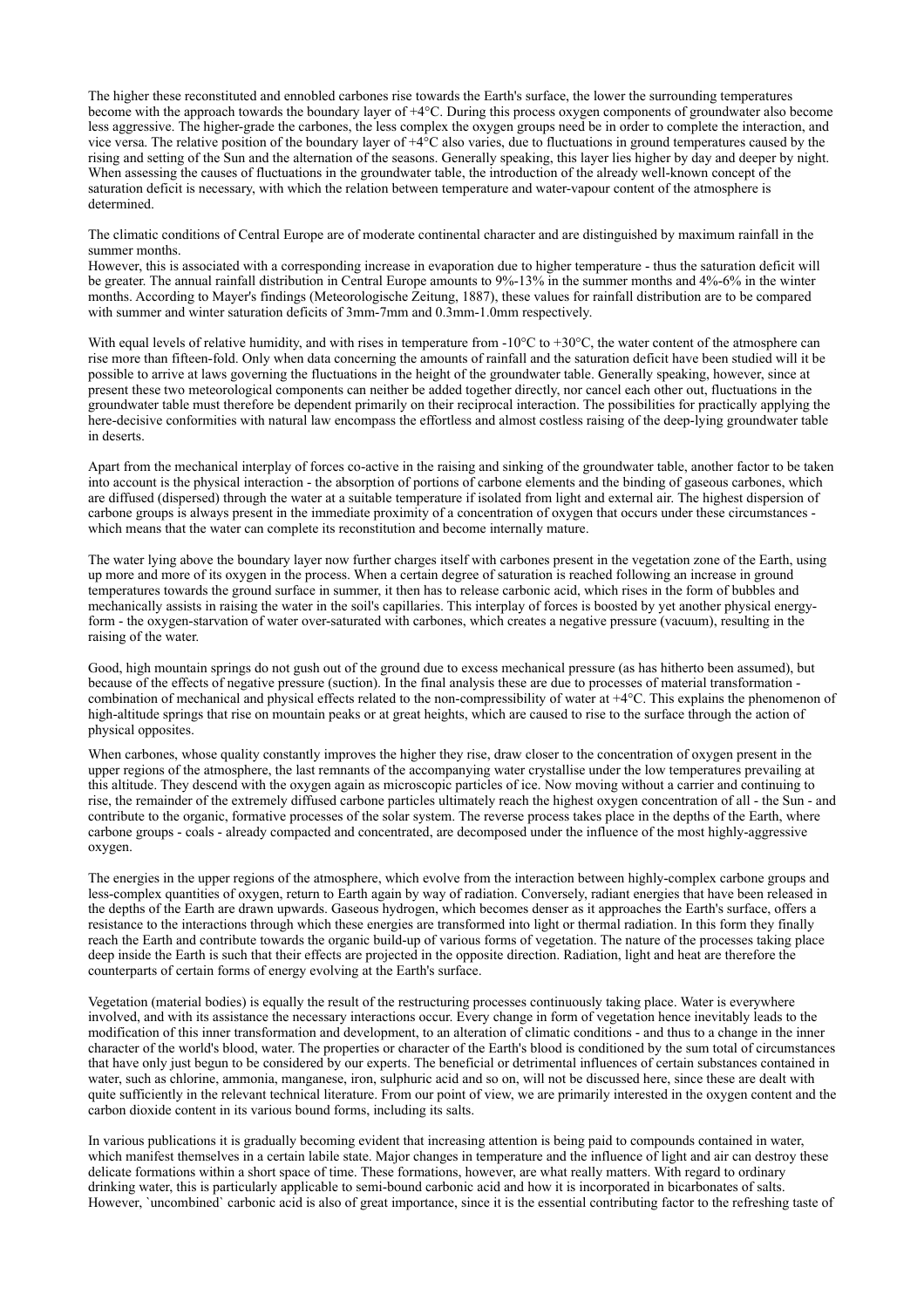The higher these reconstituted and ennobled carbones rise towards the Earth's surface, the lower the surrounding temperatures become with the approach towards the boundary layer of +4°C. During this process oxygen components of groundwater also become less aggressive. The higher-grade the carbones, the less complex the oxygen groups need be in order to complete the interaction, and vice versa. The relative position of the boundary layer of +4°C also varies, due to fluctuations in ground temperatures caused by the rising and setting of the Sun and the alternation of the seasons. Generally speaking, this layer lies higher by day and deeper by night. When assessing the causes of fluctuations in the groundwater table, the introduction of the already well-known concept of the saturation deficit is necessary, with which the relation between temperature and water-vapour content of the atmosphere is determined.

The climatic conditions of Central Europe are of moderate continental character and are distinguished by maximum rainfall in the summer months.
However, this is associated with a corresponding increase in evaporation due to higher temperature - thus the saturation deficit will be greater. The annual rainfall distribution in Central Europe amounts to 9%-13% in the summer months and 4%-6% in the winter months. According to Mayer's findings (Meteorologische Zeitung, 1887), these values for rainfall distribution are to be compared with summer and winter saturation deficits of 3mm-7mm and 0.3mm-1.0mm respectively.

With equal levels of relative humidity, and with rises in temperature from -10°C to +30°C, the water content of the atmosphere can rise more than fifteen-fold. Only when data concerning the amounts of rainfall and the saturation deficit have been studied will it be possible to arrive at laws governing the fluctuations in the height of the groundwater table. Generally speaking, however, since at present these two meteorological components can neither be added together directly, nor cancel each other out, fluctuations in the groundwater table must therefore be dependent primarily on their reciprocal interaction. The possibilities for practically applying the here-decisive conformities with natural law encompass the effortless and almost costless raising of the deep-lying groundwater table in deserts.

Apart from the mechanical interplay of forces co-active in the raising and sinking of the groundwater table, another factor to be taken into account is the physical interaction - the absorption of portions of carbone elements and the binding of gaseous carbones, which are diffused (dispersed) through the water at a suitable temperature if isolated from light and external air. The highest dispersion of carbone groups is always present in the immediate proximity of a concentration of oxygen that occurs under these circumstances - which means that the water can complete its reconstitution and become internally mature.

The water lying above the boundary layer now further charges itself with carbones present in the vegetation zone of the Earth, using up more and more of its oxygen in the process. When a certain degree of saturation is reached following an increase in ground temperatures towards the ground surface in summer, it then has to release carbonic acid, which rises in the form of bubbles and mechanically assists in raising the water in the soil's capillaries. This interplay of forces is boosted by yet another physical energy-form - the oxygen-starvation of water over-saturated with carbones, which creates a negative pressure (vacuum), resulting in the raising of the water.

Good, high mountain springs do not gush out of the ground due to excess mechanical pressure (as has hitherto been assumed), but because of the effects of negative pressure (suction). In the final analysis these are due to processes of material transformation - combination of mechanical and physical effects related to the non-compressibility of water at +4°C. This explains the phenomenon of high-altitude springs that rise on mountain peaks or at great heights, which are caused to rise to the surface through the action of physical opposites.

When carbones, whose quality constantly improves the higher they rise, draw closer to the concentration of oxygen present in the upper regions of the atmosphere, the last remnants of the accompanying water crystallise under the low temperatures prevailing at this altitude. They descend with the oxygen again as microscopic particles of ice. Now moving without a carrier and continuing to rise, the remainder of the extremely diffused carbone particles ultimately reach the highest oxygen concentration of all - the Sun - and contribute to the organic, formative processes of the solar system. The reverse process takes place in the depths of the Earth, where carbone groups - coals - already compacted and concentrated, are decomposed under the influence of the most highly-aggressive oxygen.

The energies in the upper regions of the atmosphere, which evolve from the interaction between highly-complex carbone groups and less-complex quantities of oxygen, return to Earth again by way of radiation. Conversely, radiant energies that have been released in the depths of the Earth are drawn upwards. Gaseous hydrogen, which becomes denser as it approaches the Earth's surface, offers a resistance to the interactions through which these energies are transformed into light or thermal radiation. In this form they finally reach the Earth and contribute towards the organic build-up of various forms of vegetation. The nature of the processes taking place deep inside the Earth is such that their effects are projected in the opposite direction. Radiation, light and heat are therefore the counterparts of certain forms of energy evolving at the Earth's surface.

Vegetation (material bodies) is equally the result of the restructuring processes continuously taking place. Water is everywhere involved, and with its assistance the necessary interactions occur. Every change in form of vegetation hence inevitably leads to the modification of this inner transformation and development, to an alteration of climatic conditions - and thus to a change in the inner character of the world's blood, water. The properties or character of the Earth's blood is conditioned by the sum total of circumstances that have only just begun to be considered by our experts. The beneficial or detrimental influences of certain substances contained in water, such as chlorine, ammonia, manganese, iron, sulphuric acid and so on, will not be discussed here, since these are dealt with quite sufficiently in the relevant technical literature. From our point of view, we are primarily interested in the oxygen content and the carbon dioxide content in its various bound forms, including its salts.

In various publications it is gradually becoming evident that increasing attention is being paid to compounds contained in water, which manifest themselves in a certain labile state. Major changes in temperature and the influence of light and air can destroy these delicate formations within a short space of time. These formations, however, are what really matters. With regard to ordinary drinking water, this is particularly applicable to semi-bound carbonic acid and how it is incorporated in bicarbonates of salts. However, `uncombined` carbonic acid is also of great importance, since it is the essential contributing factor to the refreshing taste of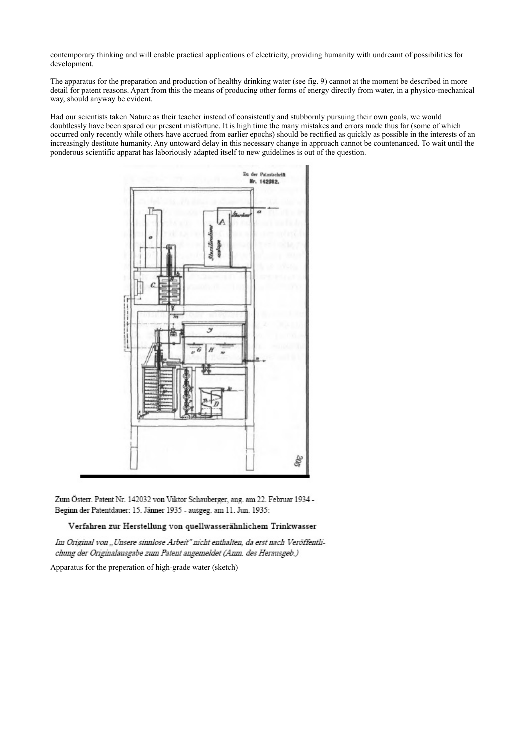contemporary thinking and will enable practical applications of electricity, providing humanity with undreamt of possibilities for development.

The apparatus for the preparation and production of healthy drinking water (see fig. 9) cannot at the moment be described in more detail for patent reasons. Apart from this the means of producing other forms of energy directly from water, in a physico-mechanical way, should anyway be evident.

Had our scientists taken Nature as their teacher instead of consistently and stubbornly pursuing their own goals, we would doubtlessly have been spared our present misfortune. It is high time the many mistakes and errors made thus far (some of which occurred only recently while others have accrued from earlier epochs) should be rectified as quickly as possible in the interests of an increasingly destitute humanity. Any untoward delay in this necessary change in approach cannot be countenanced. To wait until the ponderous scientific apparat has laboriously adapted itself to new guidelines is out of the question.

Zum Österr. Patent Nr. 142032 von Viktor Schauberger, ang. am 22. Februar 1934 - Beginn der Patentdauer: 15. Jänner 1935 - ausgeg. am 11. Jun. 1935:

**Verfahren zur Herstellung von quellwasserähnlichem Trinkwasser**

*Im Original von „Unsere sinnlose Arbeit" nicht enthalten, da erst nach Veröffentlichung der Originalausgabe zum Patent angemeldet (Anm. des Herausgeb.)*

Apparatus for the preperation of high-grade water (sketch)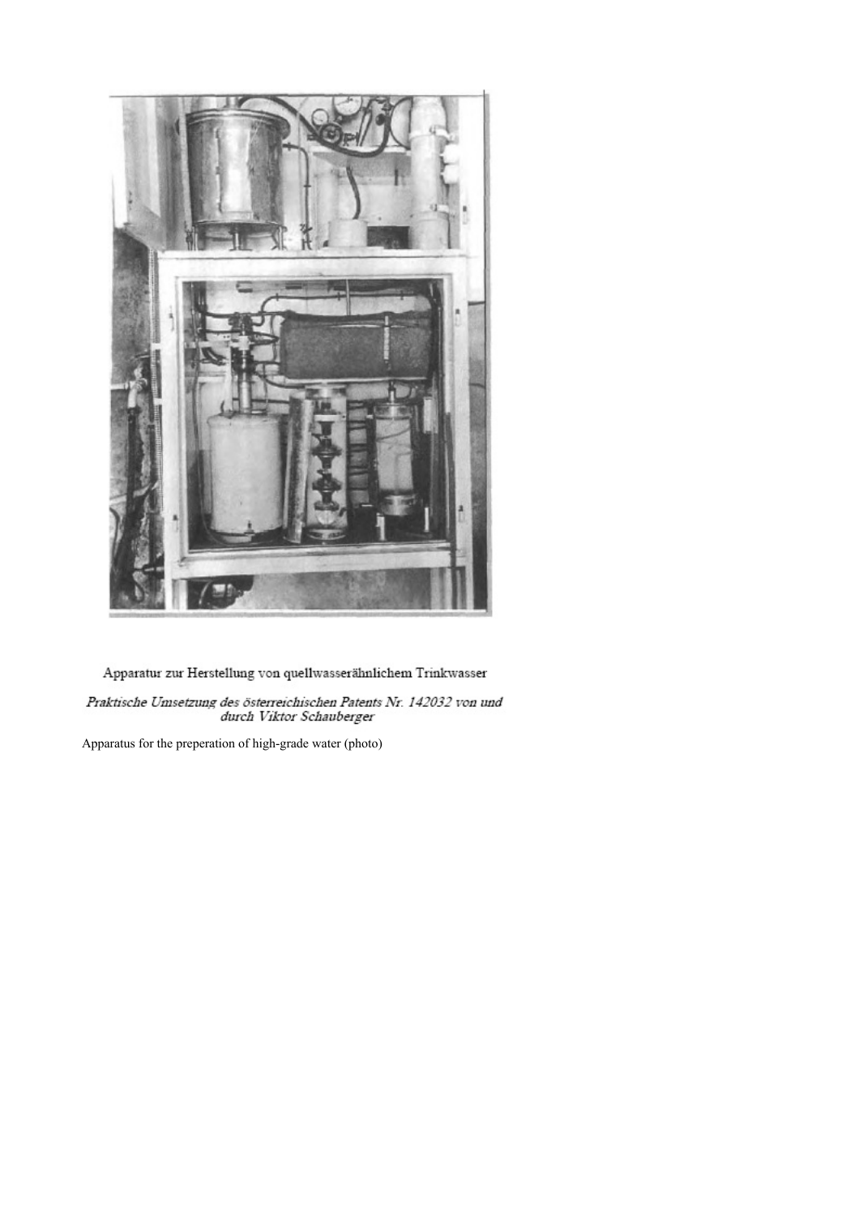Apparatur zur Herstellung von quellwasserähnlichem Trinkwasser

*Praktische Umsetzung des österreichischen Patents Nr. 142032 von und durch Viktor Schauberger*

Apparatus for the preperation of high-grade water (photo)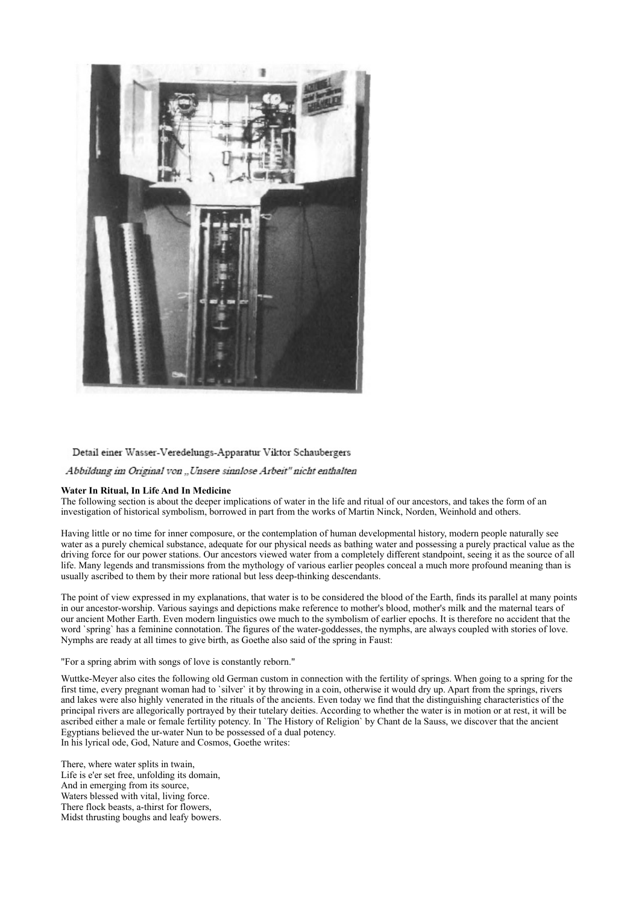Detail einer Wasser-Veredelungs-Apparatur Viktor Schaubergers

*Abbildung im Original von „Unsere sinnlose Arbeit" nicht enthalten*

**Water In Ritual, In Life And In Medicine**

The following section is about the deeper implications of water in the life and ritual of our ancestors, and takes the form of an investigation of historical symbolism, borrowed in part from the works of Martin Ninck, Norden, Weinhold and others.

Having little or no time for inner composure, or the contemplation of human developmental history, modern people naturally see water as a purely chemical substance, adequate for our physical needs as bathing water and possessing a purely practical value as the driving force for our power stations. Our ancestors viewed water from a completely different standpoint, seeing it as the source of all life. Many legends and transmissions from the mythology of various earlier peoples conceal a much more profound meaning than is usually ascribed to them by their more rational but less deep-thinking descendants.

The point of view expressed in my explanations, that water is to be considered the blood of the Earth, finds its parallel at many points in our ancestor-worship. Various sayings and depictions make reference to mother's blood, mother's milk and the maternal tears of our ancient Mother Earth. Even modern linguistics owe much to the symbolism of earlier epochs. It is therefore no accident that the word `spring` has a feminine connotation. The figures of the water-goddesses, the nymphs, are always coupled with stories of love. Nymphs are ready at all times to give birth, as Goethe also said of the spring in Faust:

"For a spring abrim with songs of love is constantly reborn."

Wuttke-Meyer also cites the following old German custom in connection with the fertility of springs. When going to a spring for the first time, every pregnant woman had to `silver` it by throwing in a coin, otherwise it would dry up. Apart from the springs, rivers and lakes were also highly venerated in the rituals of the ancients. Even today we find that the distinguishing characteristics of the principal rivers are allegorically portrayed by their tutelary deities. According to whether the water is in motion or at rest, it will be ascribed either a male or female fertility potency. In `The History of Religion` by Chant de la Sauss, we discover that the ancient Egyptians believed the ur-water Nun to be possessed of a dual potency.
In his lyrical ode, God, Nature and Cosmos, Goethe writes:

There, where water splits in twain,
Life is e'er set free, unfolding its domain,
And in emerging from its source,
Waters blessed with vital, living force.
There flock beasts, a-thirst for flowers,
Midst thrusting boughs and leafy bowers.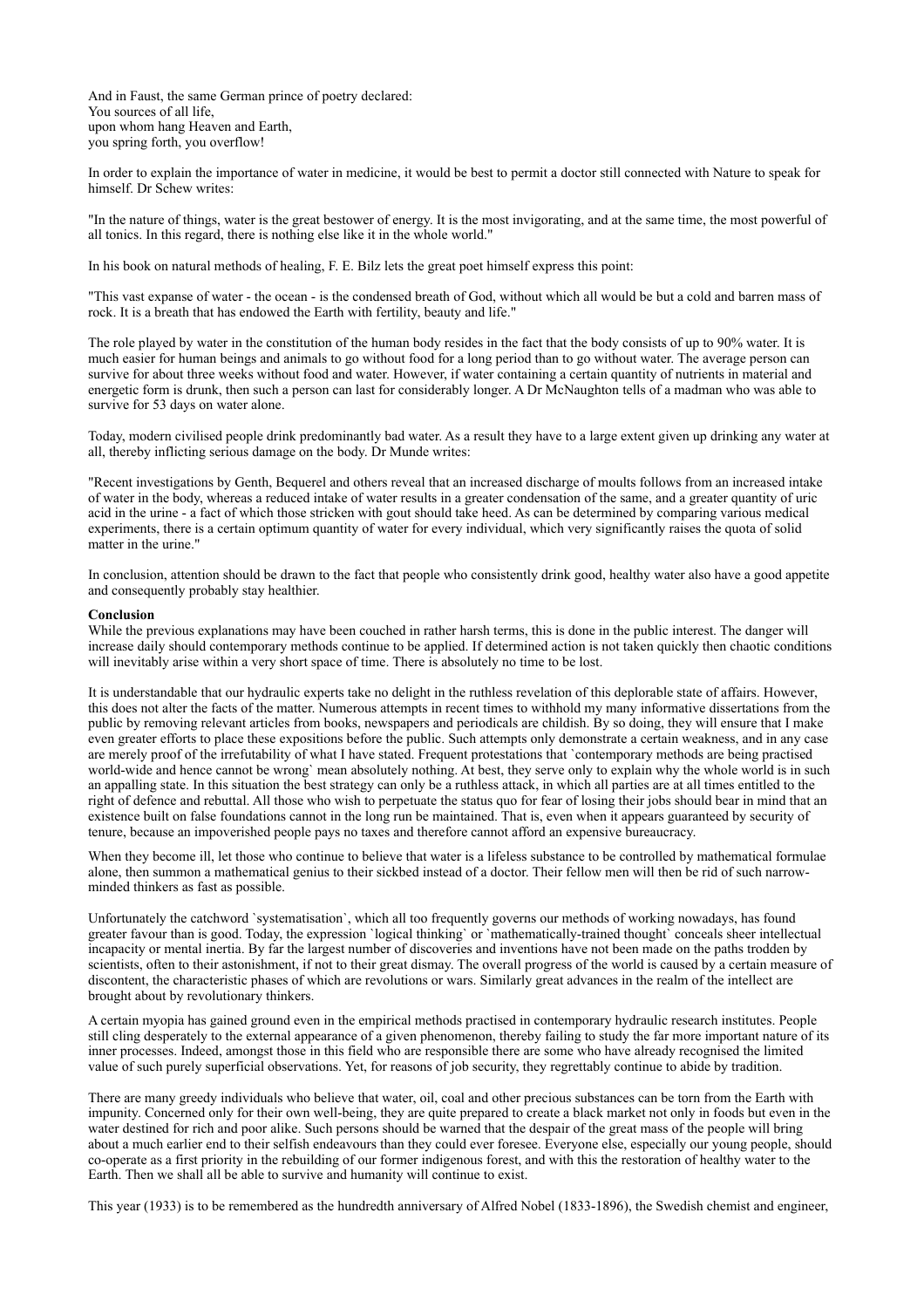And in Faust, the same German prince of poetry declared:
You sources of all life,
upon whom hang Heaven and Earth,
you spring forth, you overflow!

In order to explain the importance of water in medicine, it would be best to permit a doctor still connected with Nature to speak for himself. Dr Schew writes:

"In the nature of things, water is the great bestower of energy. It is the most invigorating, and at the same time, the most powerful of all tonics. In this regard, there is nothing else like it in the whole world."

In his book on natural methods of healing, F. E. Bilz lets the great poet himself express this point:

"This vast expanse of water - the ocean - is the condensed breath of God, without which all would be but a cold and barren mass of rock. It is a breath that has endowed the Earth with fertility, beauty and life."

The role played by water in the constitution of the human body resides in the fact that the body consists of up to 90% water. It is much easier for human beings and animals to go without food for a long period than to go without water. The average person can survive for about three weeks without food and water. However, if water containing a certain quantity of nutrients in material and energetic form is drunk, then such a person can last for considerably longer. A Dr McNaughton tells of a madman who was able to survive for 53 days on water alone.

Today, modern civilised people drink predominantly bad water. As a result they have to a large extent given up drinking any water at all, thereby inflicting serious damage on the body. Dr Munde writes:

"Recent investigations by Genth, Bequerel and others reveal that an increased discharge of moults follows from an increased intake of water in the body, whereas a reduced intake of water results in a greater condensation of the same, and a greater quantity of uric acid in the urine - a fact of which those stricken with gout should take heed. As can be determined by comparing various medical experiments, there is a certain optimum quantity of water for every individual, which very significantly raises the quota of solid matter in the urine."

In conclusion, attention should be drawn to the fact that people who consistently drink good, healthy water also have a good appetite and consequently probably stay healthier.

**Conclusion**

While the previous explanations may have been couched in rather harsh terms, this is done in the public interest. The danger will increase daily should contemporary methods continue to be applied. If determined action is not taken quickly then chaotic conditions will inevitably arise within a very short space of time. There is absolutely no time to be lost.

It is understandable that our hydraulic experts take no delight in the ruthless revelation of this deplorable state of affairs. However, this does not alter the facts of the matter. Numerous attempts in recent times to withhold my many informative dissertations from the public by removing relevant articles from books, newspapers and periodicals are childish. By so doing, they will ensure that I make even greater efforts to place these expositions before the public. Such attempts only demonstrate a certain weakness, and in any case are merely proof of the irrefutability of what I have stated. Frequent protestations that `contemporary methods are being practised world-wide and hence cannot be wrong` mean absolutely nothing. At best, they serve only to explain why the whole world is in such an appalling state. In this situation the best strategy can only be a ruthless attack, in which all parties are at all times entitled to the right of defence and rebuttal. All those who wish to perpetuate the status quo for fear of losing their jobs should bear in mind that an existence built on false foundations cannot in the long run be maintained. That is, even when it appears guaranteed by security of tenure, because an impoverished people pays no taxes and therefore cannot afford an expensive bureaucracy.

When they become ill, let those who continue to believe that water is a lifeless substance to be controlled by mathematical formulae alone, then summon a mathematical genius to their sickbed instead of a doctor. Their fellow men will then be rid of such narrow-minded thinkers as fast as possible.

Unfortunately the catchword `systematisation`, which all too frequently governs our methods of working nowadays, has found greater favour than is good. Today, the expression `logical thinking` or `mathematically-trained thought` conceals sheer intellectual incapacity or mental inertia. By far the largest number of discoveries and inventions have not been made on the paths trodden by scientists, often to their astonishment, if not to their great dismay. The overall progress of the world is caused by a certain measure of discontent, the characteristic phases of which are revolutions or wars. Similarly great advances in the realm of the intellect are brought about by revolutionary thinkers.

A certain myopia has gained ground even in the empirical methods practised in contemporary hydraulic research institutes. People still cling desperately to the external appearance of a given phenomenon, thereby failing to study the far more important nature of its inner processes. Indeed, amongst those in this field who are responsible there are some who have already recognised the limited value of such purely superficial observations. Yet, for reasons of job security, they regrettably continue to abide by tradition.

There are many greedy individuals who believe that water, oil, coal and other precious substances can be torn from the Earth with impunity. Concerned only for their own well-being, they are quite prepared to create a black market not only in foods but even in the water destined for rich and poor alike. Such persons should be warned that the despair of the great mass of the people will bring about a much earlier end to their selfish endeavours than they could ever foresee. Everyone else, especially our young people, should co-operate as a first priority in the rebuilding of our former indigenous forest, and with this the restoration of healthy water to the Earth. Then we shall all be able to survive and humanity will continue to exist.

This year (1933) is to be remembered as the hundredth anniversary of Alfred Nobel (1833-1896), the Swedish chemist and engineer,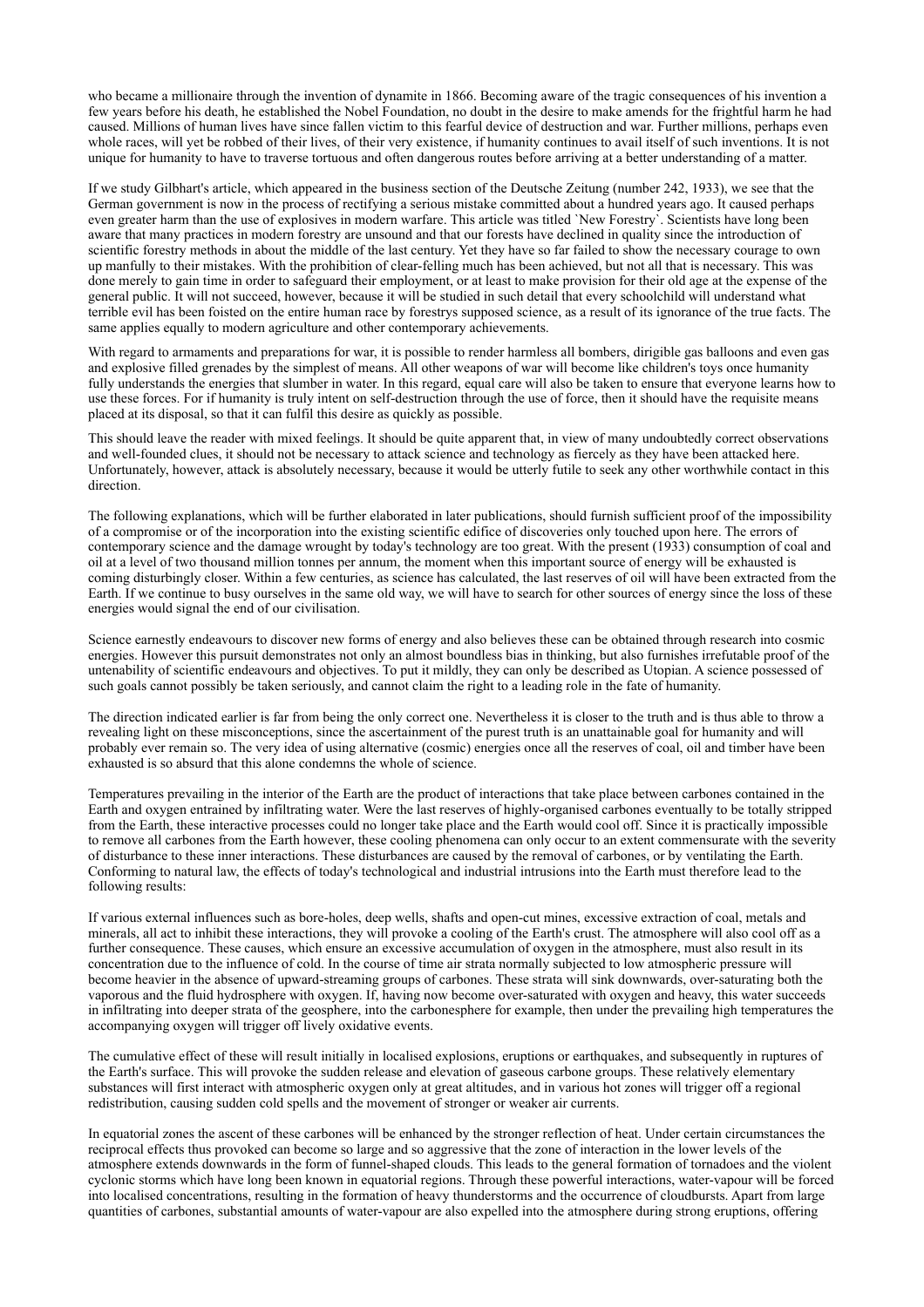who became a millionaire through the invention of dynamite in 1866. Becoming aware of the tragic consequences of his invention a few years before his death, he established the Nobel Foundation, no doubt in the desire to make amends for the frightful harm he had caused. Millions of human lives have since fallen victim to this fearful device of destruction and war. Further millions, perhaps even whole races, will yet be robbed of their lives, of their very existence, if humanity continues to avail itself of such inventions. It is not unique for humanity to have to traverse tortuous and often dangerous routes before arriving at a better understanding of a matter.

If we study Gilbhart's article, which appeared in the business section of the Deutsche Zeitung (number 242, 1933), we see that the German government is now in the process of rectifying a serious mistake committed about a hundred years ago. It caused perhaps even greater harm than the use of explosives in modern warfare. This article was titled `New Forestry`. Scientists have long been aware that many practices in modern forestry are unsound and that our forests have declined in quality since the introduction of scientific forestry methods in about the middle of the last century. Yet they have so far failed to show the necessary courage to own up manfully to their mistakes. With the prohibition of clear-felling much has been achieved, but not all that is necessary. This was done merely to gain time in order to safeguard their employment, or at least to make provision for their old age at the expense of the general public. It will not succeed, however, because it will be studied in such detail that every schoolchild will understand what terrible evil has been foisted on the entire human race by forestrys supposed science, as a result of its ignorance of the true facts. The same applies equally to modern agriculture and other contemporary achievements.

With regard to armaments and preparations for war, it is possible to render harmless all bombers, dirigible gas balloons and even gas and explosive filled grenades by the simplest of means. All other weapons of war will become like children's toys once humanity fully understands the energies that slumber in water. In this regard, equal care will also be taken to ensure that everyone learns how to use these forces. For if humanity is truly intent on self-destruction through the use of force, then it should have the requisite means placed at its disposal, so that it can fulfil this desire as quickly as possible.

This should leave the reader with mixed feelings. It should be quite apparent that, in view of many undoubtedly correct observations and well-founded clues, it should not be necessary to attack science and technology as fiercely as they have been attacked here. Unfortunately, however, attack is absolutely necessary, because it would be utterly futile to seek any other worthwhile contact in this direction.

The following explanations, which will be further elaborated in later publications, should furnish sufficient proof of the impossibility of a compromise or of the incorporation into the existing scientific edifice of discoveries only touched upon here. The errors of contemporary science and the damage wrought by today's technology are too great. With the present (1933) consumption of coal and oil at a level of two thousand million tonnes per annum, the moment when this important source of energy will be exhausted is coming disturbingly closer. Within a few centuries, as science has calculated, the last reserves of oil will have been extracted from the Earth. If we continue to busy ourselves in the same old way, we will have to search for other sources of energy since the loss of these energies would signal the end of our civilisation.

Science earnestly endeavours to discover new forms of energy and also believes these can be obtained through research into cosmic energies. However this pursuit demonstrates not only an almost boundless bias in thinking, but also furnishes irrefutable proof of the untenability of scientific endeavours and objectives. To put it mildly, they can only be described as Utopian. A science possessed of such goals cannot possibly be taken seriously, and cannot claim the right to a leading role in the fate of humanity.

The direction indicated earlier is far from being the only correct one. Nevertheless it is closer to the truth and is thus able to throw a revealing light on these misconceptions, since the ascertainment of the purest truth is an unattainable goal for humanity and will probably ever remain so. The very idea of using alternative (cosmic) energies once all the reserves of coal, oil and timber have been exhausted is so absurd that this alone condemns the whole of science.

Temperatures prevailing in the interior of the Earth are the product of interactions that take place between carbones contained in the Earth and oxygen entrained by infiltrating water. Were the last reserves of highly-organised carbones eventually to be totally stripped from the Earth, these interactive processes could no longer take place and the Earth would cool off. Since it is practically impossible to remove all carbones from the Earth however, these cooling phenomena can only occur to an extent commensurate with the severity of disturbance to these inner interactions. These disturbances are caused by the removal of carbones, or by ventilating the Earth. Conforming to natural law, the effects of today's technological and industrial intrusions into the Earth must therefore lead to the following results:

If various external influences such as bore-holes, deep wells, shafts and open-cut mines, excessive extraction of coal, metals and minerals, all act to inhibit these interactions, they will provoke a cooling of the Earth's crust. The atmosphere will also cool off as a further consequence. These causes, which ensure an excessive accumulation of oxygen in the atmosphere, must also result in its concentration due to the influence of cold. In the course of time air strata normally subjected to low atmospheric pressure will become heavier in the absence of upward-streaming groups of carbones. These strata will sink downwards, over-saturating both the vaporous and the fluid hydrosphere with oxygen. If, having now become over-saturated with oxygen and heavy, this water succeeds in infiltrating into deeper strata of the geosphere, into the carbonesphere for example, then under the prevailing high temperatures the accompanying oxygen will trigger off lively oxidative events.

The cumulative effect of these will result initially in localised explosions, eruptions or earthquakes, and subsequently in ruptures of the Earth's surface. This will provoke the sudden release and elevation of gaseous carbone groups. These relatively elementary substances will first interact with atmospheric oxygen only at great altitudes, and in various hot zones will trigger off a regional redistribution, causing sudden cold spells and the movement of stronger or weaker air currents.

In equatorial zones the ascent of these carbones will be enhanced by the stronger reflection of heat. Under certain circumstances the reciprocal effects thus provoked can become so large and so aggressive that the zone of interaction in the lower levels of the atmosphere extends downwards in the form of funnel-shaped clouds. This leads to the general formation of tornadoes and the violent cyclonic storms which have long been known in equatorial regions. Through these powerful interactions, water-vapour will be forced into localised concentrations, resulting in the formation of heavy thunderstorms and the occurrence of cloudbursts. Apart from large quantities of carbones, substantial amounts of water-vapour are also expelled into the atmosphere during strong eruptions, offering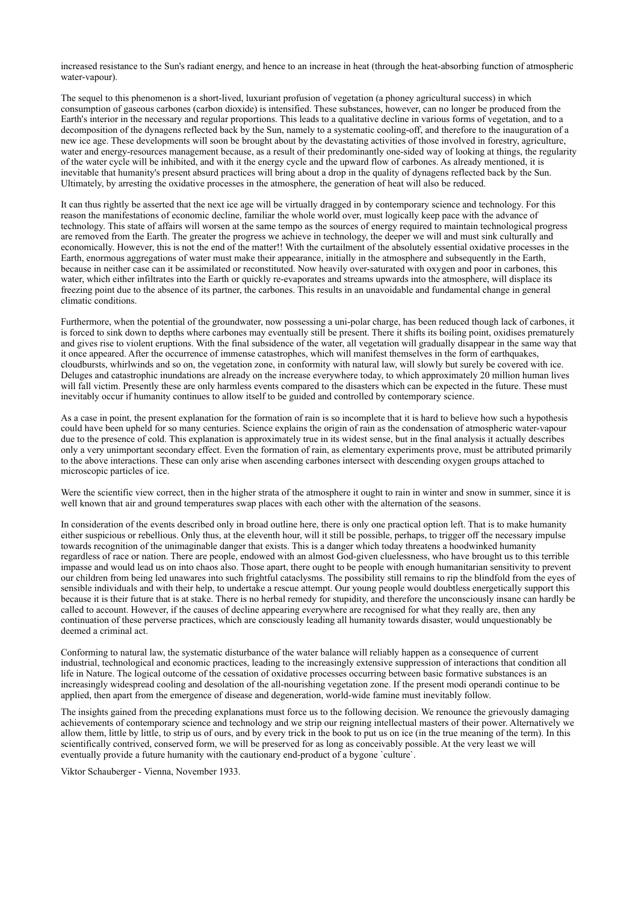increased resistance to the Sun's radiant energy, and hence to an increase in heat (through the heat-absorbing function of atmospheric water-vapour).

The sequel to this phenomenon is a short-lived, luxuriant profusion of vegetation (a phoney agricultural success) in which consumption of gaseous carbones (carbon dioxide) is intensified. These substances, however, can no longer be produced from the Earth's interior in the necessary and regular proportions. This leads to a qualitative decline in various forms of vegetation, and to a decomposition of the dynagens reflected back by the Sun, namely to a systematic cooling-off, and therefore to the inauguration of a new ice age. These developments will soon be brought about by the devastating activities of those involved in forestry, agriculture, water and energy-resources management because, as a result of their predominantly one-sided way of looking at things, the regularity of the water cycle will be inhibited, and with it the energy cycle and the upward flow of carbones. As already mentioned, it is inevitable that humanity's present absurd practices will bring about a drop in the quality of dynagens reflected back by the Sun. Ultimately, by arresting the oxidative processes in the atmosphere, the generation of heat will also be reduced.

It can thus rightly be asserted that the next ice age will be virtually dragged in by contemporary science and technology. For this reason the manifestations of economic decline, familiar the whole world over, must logically keep pace with the advance of technology. This state of affairs will worsen at the same tempo as the sources of energy required to maintain technological progress are removed from the Earth. The greater the progress we achieve in technology, the deeper we will and must sink culturally and economically. However, this is not the end of the matter!! With the curtailment of the absolutely essential oxidative processes in the Earth, enormous aggregations of water must make their appearance, initially in the atmosphere and subsequently in the Earth, because in neither case can it be assimilated or reconstituted. Now heavily over-saturated with oxygen and poor in carbones, this water, which either infiltrates into the Earth or quickly re-evaporates and streams upwards into the atmosphere, will displace its freezing point due to the absence of its partner, the carbones. This results in an unavoidable and fundamental change in general climatic conditions.

Furthermore, when the potential of the groundwater, now possessing a uni-polar charge, has been reduced though lack of carbones, it is forced to sink down to depths where carbones may eventually still be present. There it shifts its boiling point, oxidises prematurely and gives rise to violent eruptions. With the final subsidence of the water, all vegetation will gradually disappear in the same way that it once appeared. After the occurrence of immense catastrophes, which will manifest themselves in the form of earthquakes, cloudbursts, whirlwinds and so on, the vegetation zone, in conformity with natural law, will slowly but surely be covered with ice. Deluges and catastrophic inundations are already on the increase everywhere today, to which approximately 20 million human lives will fall victim. Presently these are only harmless events compared to the disasters which can be expected in the future. These must inevitably occur if humanity continues to allow itself to be guided and controlled by contemporary science.

As a case in point, the present explanation for the formation of rain is so incomplete that it is hard to believe how such a hypothesis could have been upheld for so many centuries. Science explains the origin of rain as the condensation of atmospheric water-vapour due to the presence of cold. This explanation is approximately true in its widest sense, but in the final analysis it actually describes only a very unimportant secondary effect. Even the formation of rain, as elementary experiments prove, must be attributed primarily to the above interactions. These can only arise when ascending carbones intersect with descending oxygen groups attached to microscopic particles of ice.

Were the scientific view correct, then in the higher strata of the atmosphere it ought to rain in winter and snow in summer, since it is well known that air and ground temperatures swap places with each other with the alternation of the seasons.

In consideration of the events described only in broad outline here, there is only one practical option left. That is to make humanity either suspicious or rebellious. Only thus, at the eleventh hour, will it still be possible, perhaps, to trigger off the necessary impulse towards recognition of the unimaginable danger that exists. This is a danger which today threatens a hoodwinked humanity regardless of race or nation. There are people, endowed with an almost God-given cluelessness, who have brought us to this terrible impasse and would lead us on into chaos also. Those apart, there ought to be people with enough humanitarian sensitivity to prevent our children from being led unawares into such frightful cataclysms. The possibility still remains to rip the blindfold from the eyes of sensible individuals and with their help, to undertake a rescue attempt. Our young people would doubtless energetically support this because it is their future that is at stake. There is no herbal remedy for stupidity, and therefore the unconsciously insane can hardly be called to account. However, if the causes of decline appearing everywhere are recognised for what they really are, then any continuation of these perverse practices, which are consciously leading all humanity towards disaster, would unquestionably be deemed a criminal act.

Conforming to natural law, the systematic disturbance of the water balance will reliably happen as a consequence of current industrial, technological and economic practices, leading to the increasingly extensive suppression of interactions that condition all life in Nature. The logical outcome of the cessation of oxidative processes occurring between basic formative substances is an increasingly widespread cooling and desolation of the all-nourishing vegetation zone. If the present modi operandi continue to be applied, then apart from the emergence of disease and degeneration, world-wide famine must inevitably follow.

The insights gained from the preceding explanations must force us to the following decision. We renounce the grievously damaging achievements of contemporary science and technology and we strip our reigning intellectual masters of their power. Alternatively we allow them, little by little, to strip us of ours, and by every trick in the book to put us on ice (in the true meaning of the term). In this scientifically contrived, conserved form, we will be preserved for as long as conceivably possible. At the very least we will eventually provide a future humanity with the cautionary end-product of a bygone `culture`.

Viktor Schauberger - Vienna, November 1933.